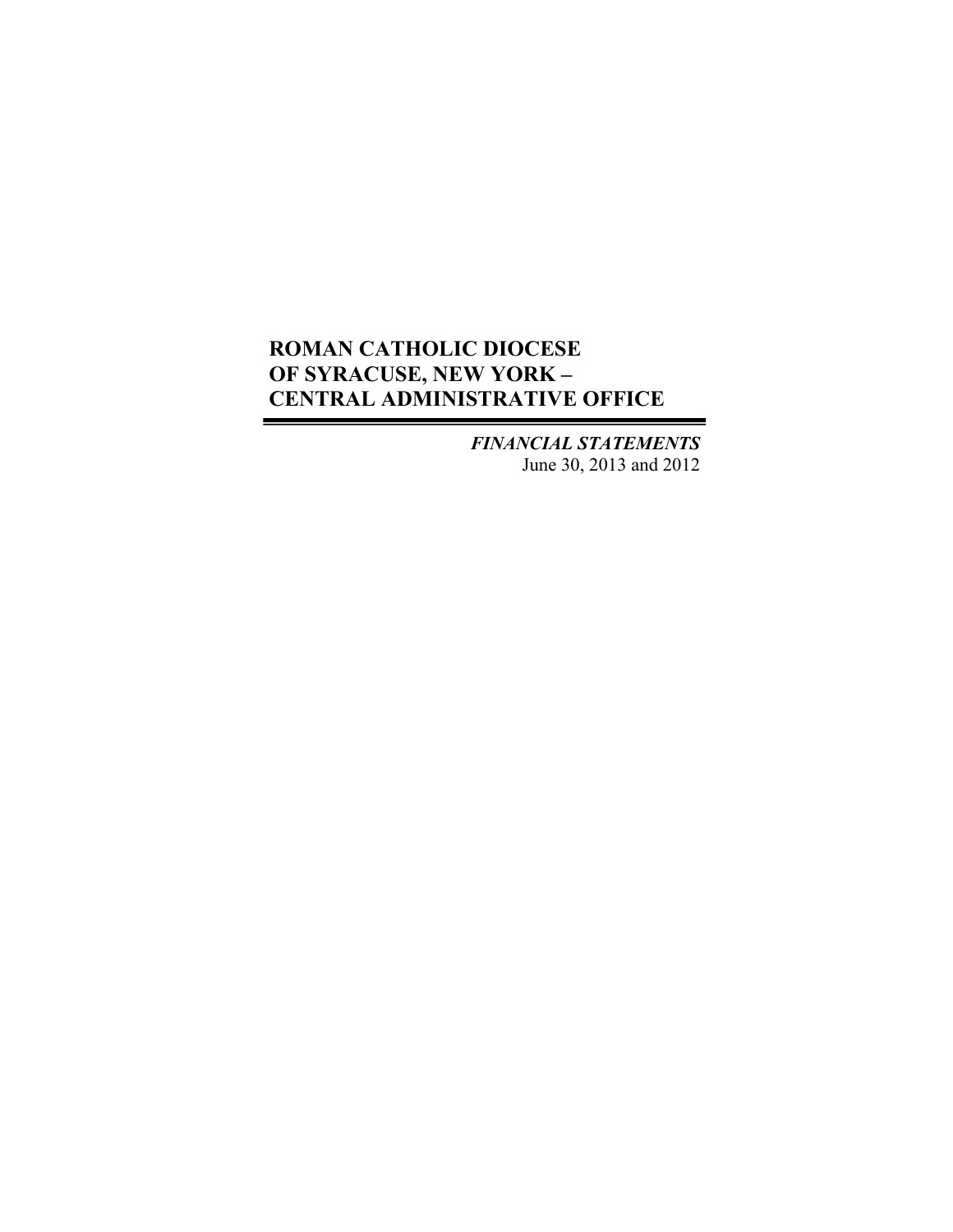# ROMAN CATHOLIC DIOCESE OF SYRACUSE, NEW YORK – CENTRAL ADMINISTRATIVE OFFICE

***FINANCIAL STATEMENTS***

June 30, 2013 and 2012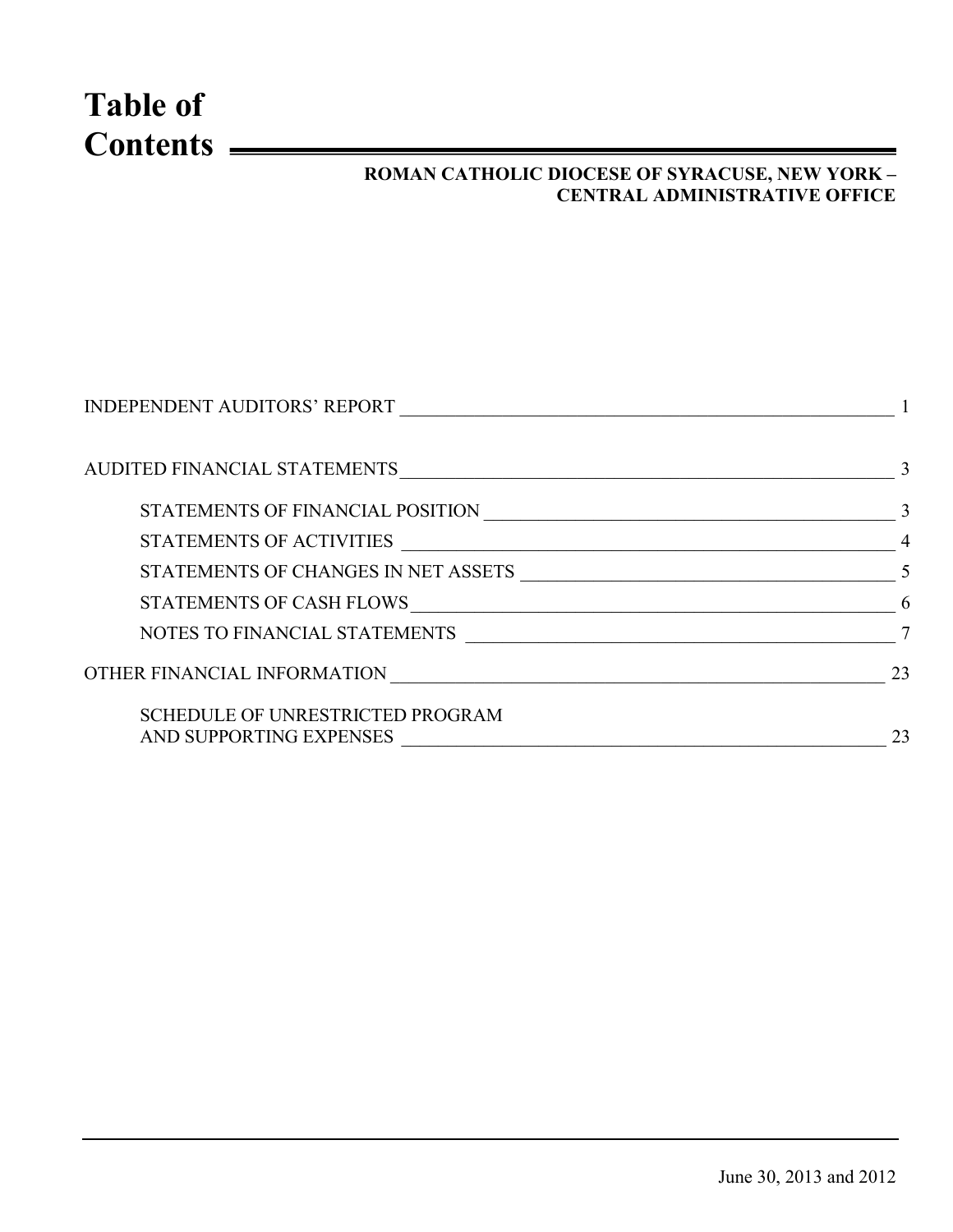# Table of Contents

**ROMAN CATHOLIC DIOCESE OF SYRACUSE, NEW YORK – CENTRAL ADMINISTRATIVE OFFICE**

| | |
|---|---|
| INDEPENDENT AUDITORS' REPORT | 1 |
| AUDITED FINANCIAL STATEMENTS | 3 |
| STATEMENTS OF FINANCIAL POSITION | 3 |
| STATEMENTS OF ACTIVITIES | 4 |
| STATEMENTS OF CHANGES IN NET ASSETS | 5 |
| STATEMENTS OF CASH FLOWS | 6 |
| NOTES TO FINANCIAL STATEMENTS | 7 |
| OTHER FINANCIAL INFORMATION | 23 |
| SCHEDULE OF UNRESTRICTED PROGRAM AND SUPPORTING EXPENSES | 23 |

June 30, 2013 and 2012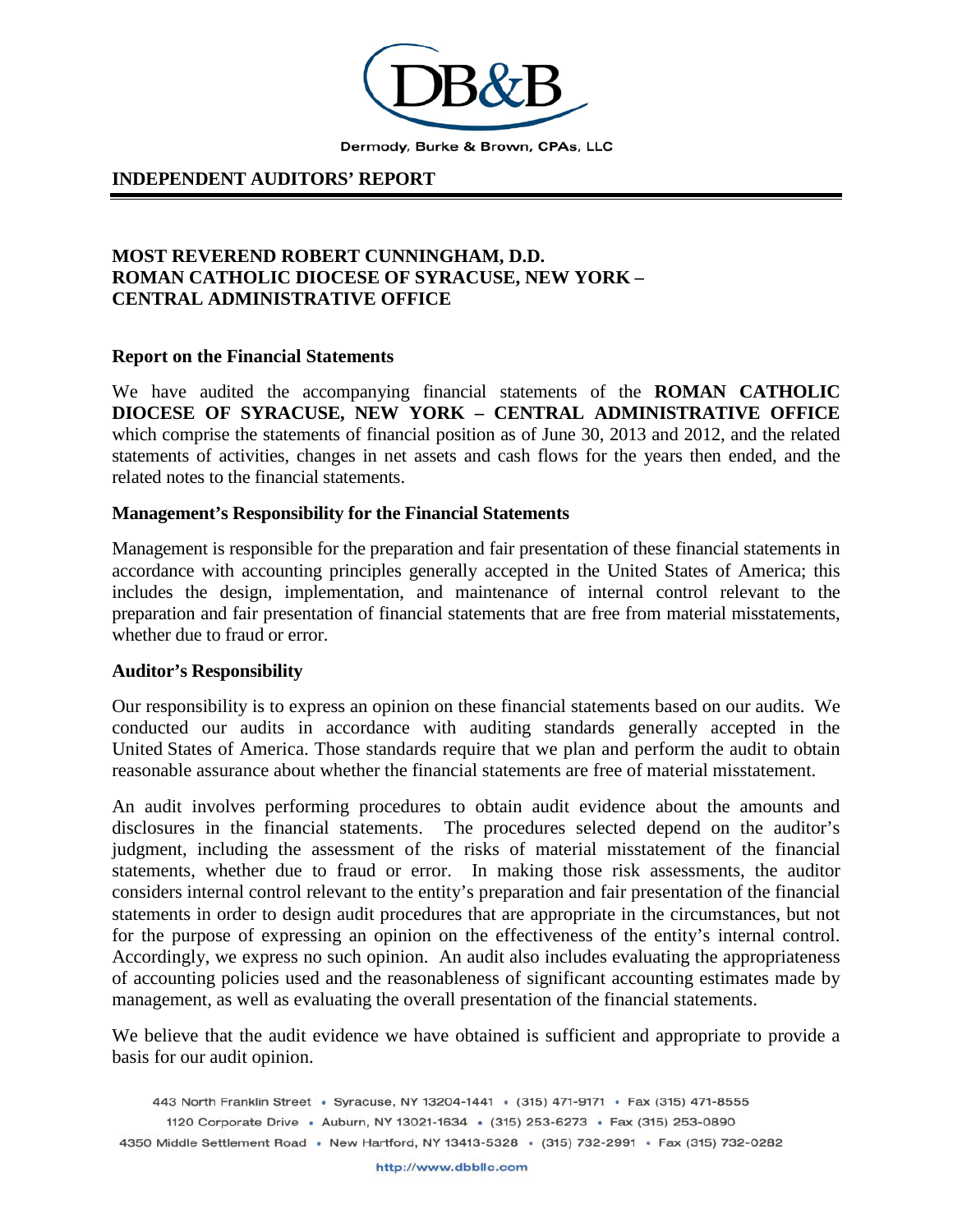DB&B

Dermody, Burke & Brown, CPAs, LLC

## INDEPENDENT AUDITORS' REPORT

**MOST REVEREND ROBERT CUNNINGHAM, D.D.**
**ROMAN CATHOLIC DIOCESE OF SYRACUSE, NEW YORK –**
**CENTRAL ADMINISTRATIVE OFFICE**

### Report on the Financial Statements

We have audited the accompanying financial statements of the **ROMAN CATHOLIC DIOCESE OF SYRACUSE, NEW YORK – CENTRAL ADMINISTRATIVE OFFICE** which comprise the statements of financial position as of June 30, 2013 and 2012, and the related statements of activities, changes in net assets and cash flows for the years then ended, and the related notes to the financial statements.

### Management's Responsibility for the Financial Statements

Management is responsible for the preparation and fair presentation of these financial statements in accordance with accounting principles generally accepted in the United States of America; this includes the design, implementation, and maintenance of internal control relevant to the preparation and fair presentation of financial statements that are free from material misstatements, whether due to fraud or error.

### Auditor's Responsibility

Our responsibility is to express an opinion on these financial statements based on our audits. We conducted our audits in accordance with auditing standards generally accepted in the United States of America. Those standards require that we plan and perform the audit to obtain reasonable assurance about whether the financial statements are free of material misstatement.

An audit involves performing procedures to obtain audit evidence about the amounts and disclosures in the financial statements. The procedures selected depend on the auditor's judgment, including the assessment of the risks of material misstatement of the financial statements, whether due to fraud or error. In making those risk assessments, the auditor considers internal control relevant to the entity's preparation and fair presentation of the financial statements in order to design audit procedures that are appropriate in the circumstances, but not for the purpose of expressing an opinion on the effectiveness of the entity's internal control. Accordingly, we express no such opinion. An audit also includes evaluating the appropriateness of accounting policies used and the reasonableness of significant accounting estimates made by management, as well as evaluating the overall presentation of the financial statements.

We believe that the audit evidence we have obtained is sufficient and appropriate to provide a basis for our audit opinion.

443 North Franklin Street • Syracuse, NY 13204-1441 • (315) 471-9171 • Fax (315) 471-8555
1120 Corporate Drive • Auburn, NY 13021-1634 • (315) 253-6273 • Fax (315) 253-0890
4350 Middle Settlement Road • New Hartford, NY 13413-5328 • (315) 732-2991 • Fax (315) 732-0282

http://www.dbbllc.com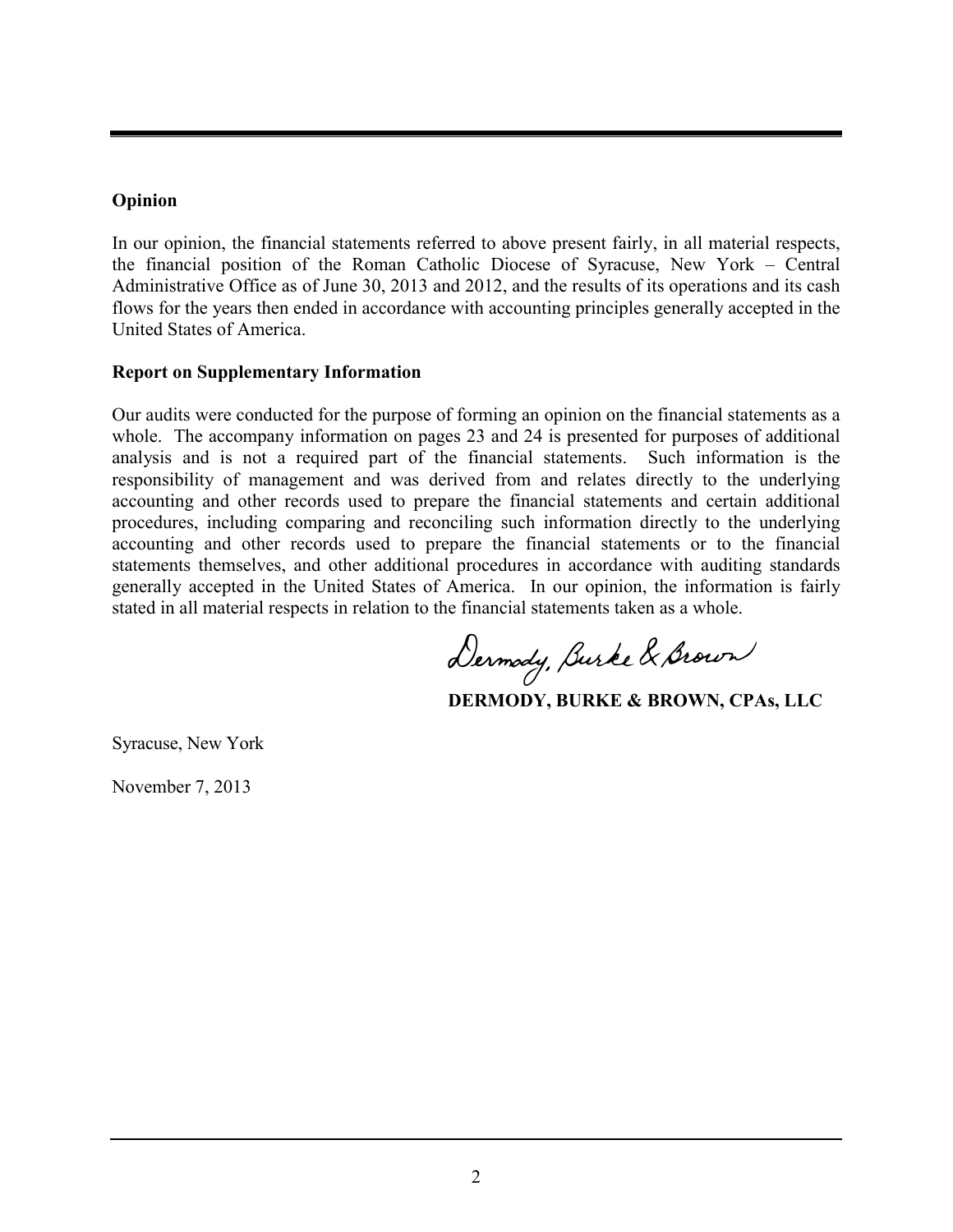## Opinion

In our opinion, the financial statements referred to above present fairly, in all material respects, the financial position of the Roman Catholic Diocese of Syracuse, New York – Central Administrative Office as of June 30, 2013 and 2012, and the results of its operations and its cash flows for the years then ended in accordance with accounting principles generally accepted in the United States of America.

## Report on Supplementary Information

Our audits were conducted for the purpose of forming an opinion on the financial statements as a whole. The accompany information on pages 23 and 24 is presented for purposes of additional analysis and is not a required part of the financial statements. Such information is the responsibility of management and was derived from and relates directly to the underlying accounting and other records used to prepare the financial statements and certain additional procedures, including comparing and reconciling such information directly to the underlying accounting and other records used to prepare the financial statements or to the financial statements themselves, and other additional procedures in accordance with auditing standards generally accepted in the United States of America. In our opinion, the information is fairly stated in all material respects in relation to the financial statements taken as a whole.

Dermody, Burke & Brown

**DERMODY, BURKE & BROWN, CPAs, LLC**

Syracuse, New York

November 7, 2013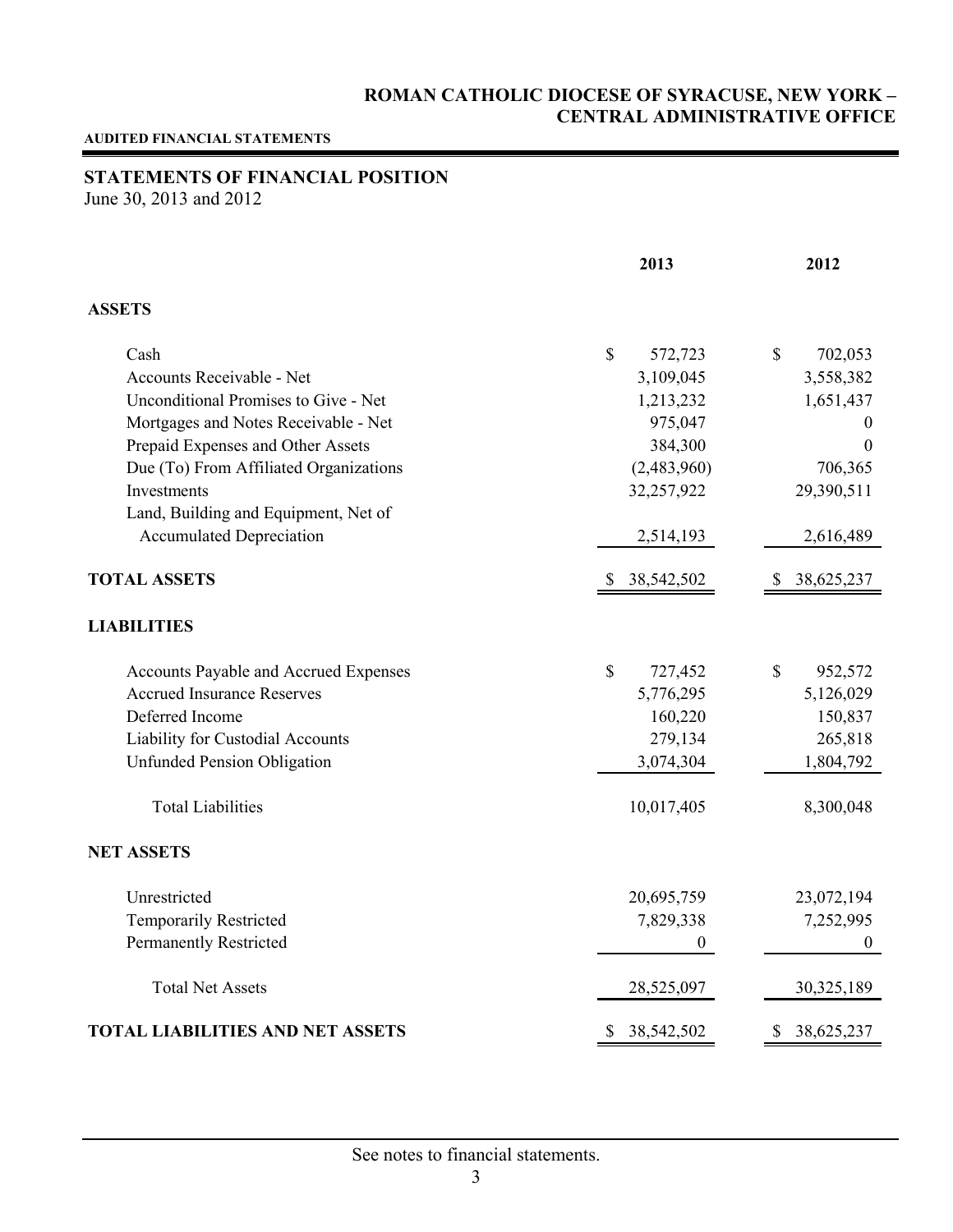# ROMAN CATHOLIC DIOCESE OF SYRACUSE, NEW YORK – CENTRAL ADMINISTRATIVE OFFICE

**AUDITED FINANCIAL STATEMENTS**

## STATEMENTS OF FINANCIAL POSITION

June 30, 2013 and 2012

| | 2013 | 2012 |
|---|---|---|
| **ASSETS** | | |
| Cash | $ 572,723 | $ 702,053 |
| Accounts Receivable - Net | 3,109,045 | 3,558,382 |
| Unconditional Promises to Give - Net | 1,213,232 | 1,651,437 |
| Mortgages and Notes Receivable - Net | 975,047 | 0 |
| Prepaid Expenses and Other Assets | 384,300 | 0 |
| Due (To) From Affiliated Organizations | (2,483,960) | 706,365 |
| Investments | 32,257,922 | 29,390,511 |
| Land, Building and Equipment, Net of Accumulated Depreciation | 2,514,193 | 2,616,489 |
| **TOTAL ASSETS** | $ 38,542,502 | $ 38,625,237 |
| **LIABILITIES** | | |
| Accounts Payable and Accrued Expenses | $ 727,452 | $ 952,572 |
| Accrued Insurance Reserves | 5,776,295 | 5,126,029 |
| Deferred Income | 160,220 | 150,837 |
| Liability for Custodial Accounts | 279,134 | 265,818 |
| Unfunded Pension Obligation | 3,074,304 | 1,804,792 |
| Total Liabilities | 10,017,405 | 8,300,048 |
| **NET ASSETS** | | |
| Unrestricted | 20,695,759 | 23,072,194 |
| Temporarily Restricted | 7,829,338 | 7,252,995 |
| Permanently Restricted | 0 | 0 |
| Total Net Assets | 28,525,097 | 30,325,189 |
| **TOTAL LIABILITIES AND NET ASSETS** | $ 38,542,502 | $ 38,625,237 |

See notes to financial statements.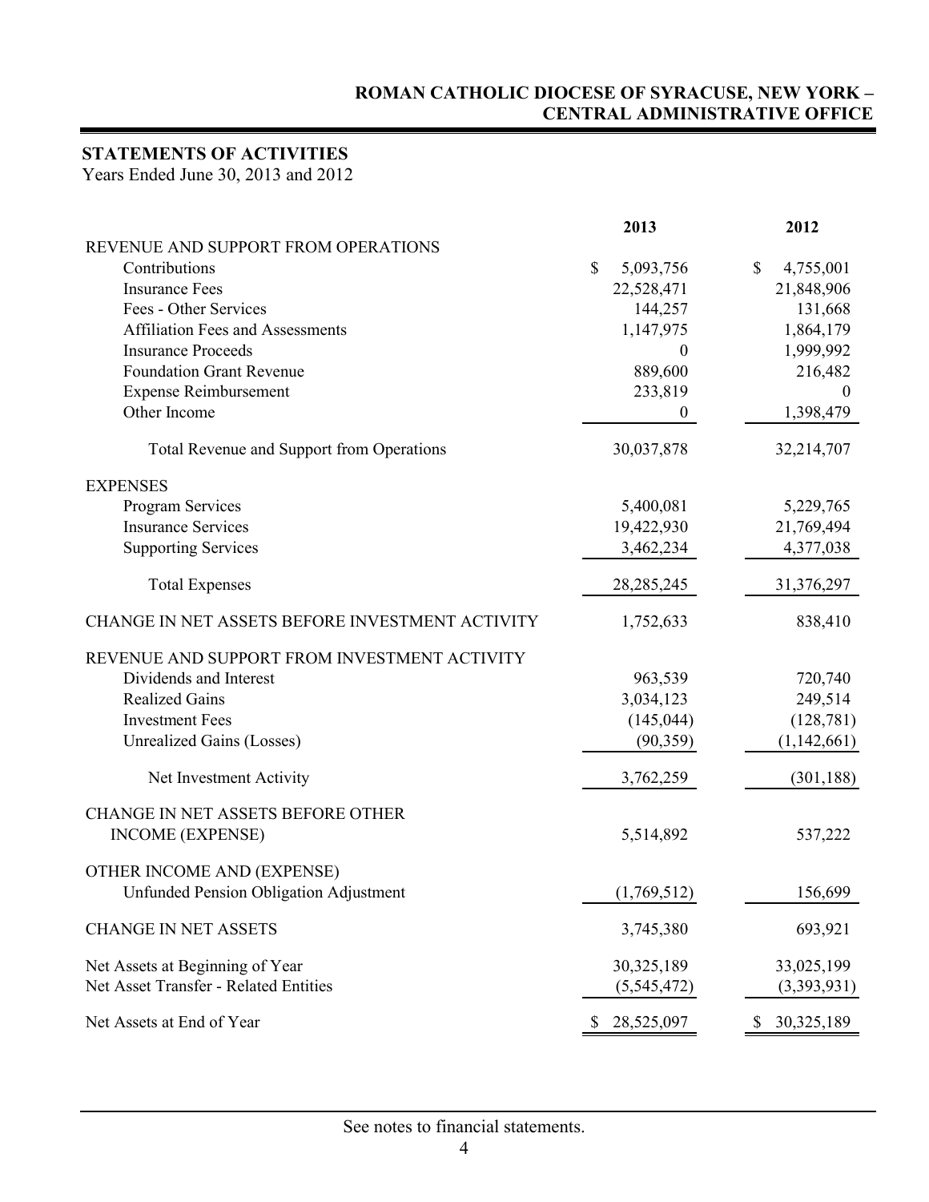# ROMAN CATHOLIC DIOCESE OF SYRACUSE, NEW YORK – CENTRAL ADMINISTRATIVE OFFICE

## STATEMENTS OF ACTIVITIES

Years Ended June 30, 2013 and 2012

| | 2013 | 2012 |
|---|---|---|
| REVENUE AND SUPPORT FROM OPERATIONS | | |
| Contributions | $ 5,093,756 | $ 4,755,001 |
| Insurance Fees | 22,528,471 | 21,848,906 |
| Fees - Other Services | 144,257 | 131,668 |
| Affiliation Fees and Assessments | 1,147,975 | 1,864,179 |
| Insurance Proceeds | 0 | 1,999,992 |
| Foundation Grant Revenue | 889,600 | 216,482 |
| Expense Reimbursement | 233,819 | 0 |
| Other Income | 0 | 1,398,479 |
| Total Revenue and Support from Operations | 30,037,878 | 32,214,707 |
| EXPENSES | | |
| Program Services | 5,400,081 | 5,229,765 |
| Insurance Services | 19,422,930 | 21,769,494 |
| Supporting Services | 3,462,234 | 4,377,038 |
| Total Expenses | 28,285,245 | 31,376,297 |
| CHANGE IN NET ASSETS BEFORE INVESTMENT ACTIVITY | 1,752,633 | 838,410 |
| REVENUE AND SUPPORT FROM INVESTMENT ACTIVITY | | |
| Dividends and Interest | 963,539 | 720,740 |
| Realized Gains | 3,034,123 | 249,514 |
| Investment Fees | (145,044) | (128,781) |
| Unrealized Gains (Losses) | (90,359) | (1,142,661) |
| Net Investment Activity | 3,762,259 | (301,188) |
| CHANGE IN NET ASSETS BEFORE OTHER INCOME (EXPENSE) | 5,514,892 | 537,222 |
| OTHER INCOME AND (EXPENSE) | | |
| Unfunded Pension Obligation Adjustment | (1,769,512) | 156,699 |
| CHANGE IN NET ASSETS | 3,745,380 | 693,921 |
| Net Assets at Beginning of Year | 30,325,189 | 33,025,199 |
| Net Asset Transfer - Related Entities | (5,545,472) | (3,393,931) |
| Net Assets at End of Year | $ 28,525,097 | $ 30,325,189 |

See notes to financial statements.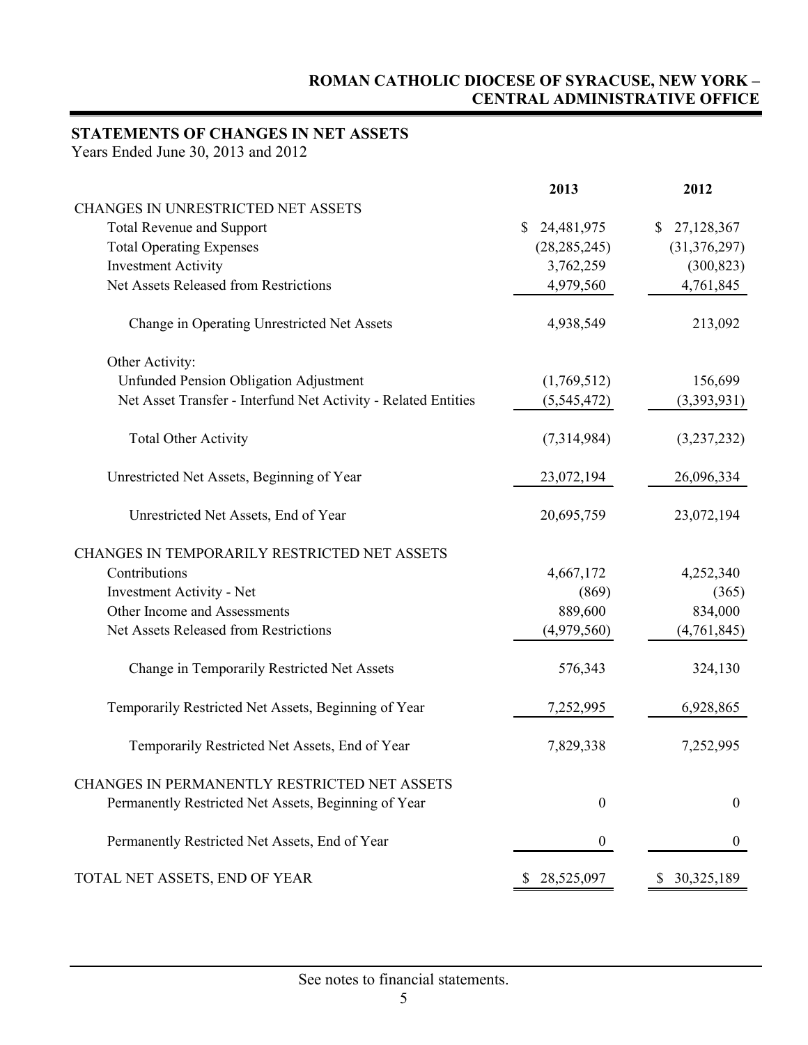**ROMAN CATHOLIC DIOCESE OF SYRACUSE, NEW YORK – CENTRAL ADMINISTRATIVE OFFICE**

## STATEMENTS OF CHANGES IN NET ASSETS

Years Ended June 30, 2013 and 2012

| | 2013 | 2012 |
|---|---|---|
| CHANGES IN UNRESTRICTED NET ASSETS | | |
| Total Revenue and Support | $ 24,481,975 | $ 27,128,367 |
| Total Operating Expenses | (28,285,245) | (31,376,297) |
| Investment Activity | 3,762,259 | (300,823) |
| Net Assets Released from Restrictions | 4,979,560 | 4,761,845 |
| Change in Operating Unrestricted Net Assets | 4,938,549 | 213,092 |
| Other Activity: | | |
| Unfunded Pension Obligation Adjustment | (1,769,512) | 156,699 |
| Net Asset Transfer - Interfund Net Activity - Related Entities | (5,545,472) | (3,393,931) |
| Total Other Activity | (7,314,984) | (3,237,232) |
| Unrestricted Net Assets, Beginning of Year | 23,072,194 | 26,096,334 |
| Unrestricted Net Assets, End of Year | 20,695,759 | 23,072,194 |
| CHANGES IN TEMPORARILY RESTRICTED NET ASSETS | | |
| Contributions | 4,667,172 | 4,252,340 |
| Investment Activity - Net | (869) | (365) |
| Other Income and Assessments | 889,600 | 834,000 |
| Net Assets Released from Restrictions | (4,979,560) | (4,761,845) |
| Change in Temporarily Restricted Net Assets | 576,343 | 324,130 |
| Temporarily Restricted Net Assets, Beginning of Year | 7,252,995 | 6,928,865 |
| Temporarily Restricted Net Assets, End of Year | 7,829,338 | 7,252,995 |
| CHANGES IN PERMANENTLY RESTRICTED NET ASSETS | | |
| Permanently Restricted Net Assets, Beginning of Year | 0 | 0 |
| Permanently Restricted Net Assets, End of Year | 0 | 0 |
| TOTAL NET ASSETS, END OF YEAR | $ 28,525,097 | $ 30,325,189 |

See notes to financial statements.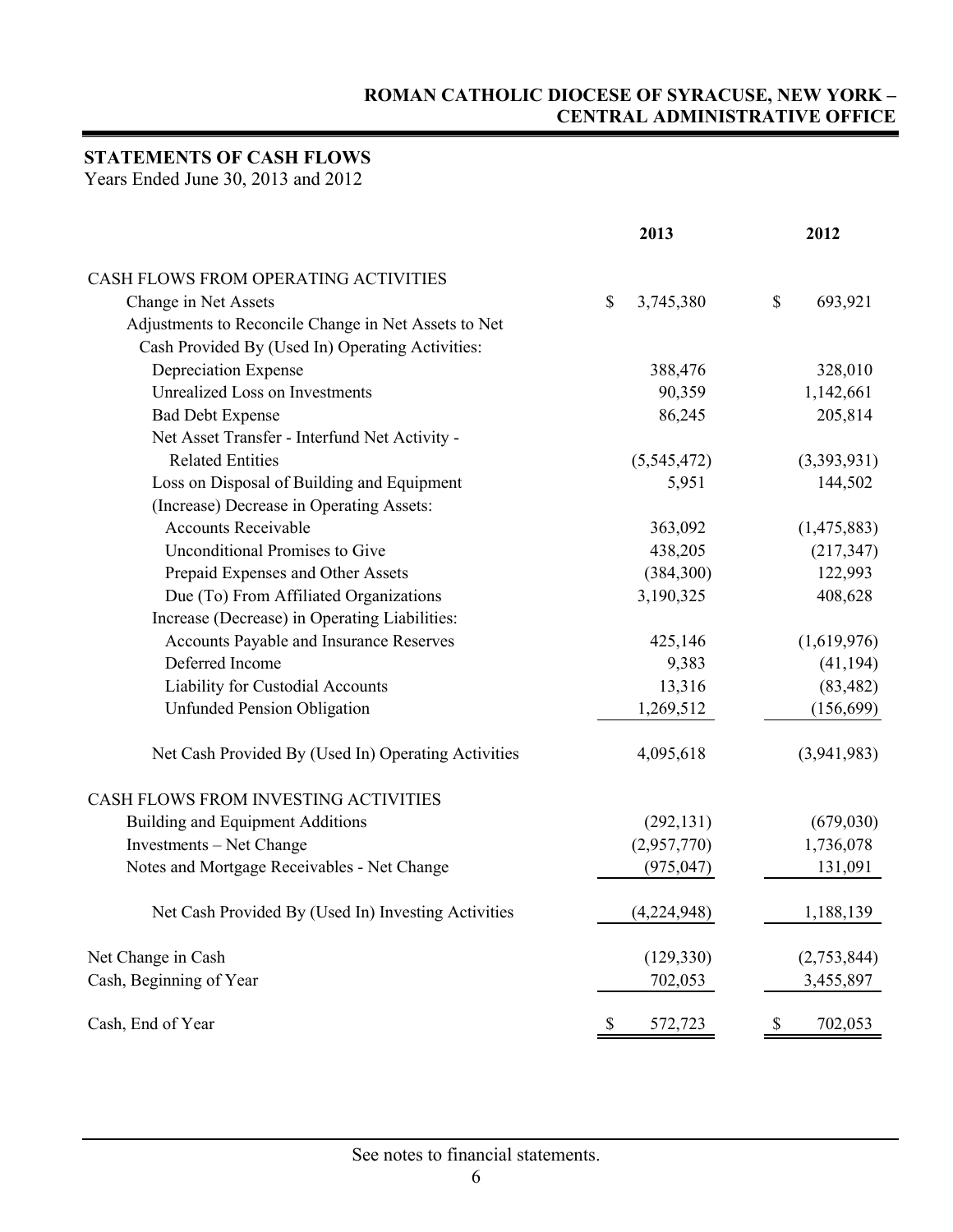# ROMAN CATHOLIC DIOCESE OF SYRACUSE, NEW YORK – CENTRAL ADMINISTRATIVE OFFICE

## STATEMENTS OF CASH FLOWS

Years Ended June 30, 2013 and 2012

| | 2013 | 2012 |
|---|---|---|
| CASH FLOWS FROM OPERATING ACTIVITIES | | |
| Change in Net Assets | $ 3,745,380 | $ 693,921 |
| Adjustments to Reconcile Change in Net Assets to Net Cash Provided By (Used In) Operating Activities: | | |
| Depreciation Expense | 388,476 | 328,010 |
| Unrealized Loss on Investments | 90,359 | 1,142,661 |
| Bad Debt Expense | 86,245 | 205,814 |
| Net Asset Transfer - Interfund Net Activity - Related Entities | (5,545,472) | (3,393,931) |
| Loss on Disposal of Building and Equipment | 5,951 | 144,502 |
| (Increase) Decrease in Operating Assets: | | |
| Accounts Receivable | 363,092 | (1,475,883) |
| Unconditional Promises to Give | 438,205 | (217,347) |
| Prepaid Expenses and Other Assets | (384,300) | 122,993 |
| Due (To) From Affiliated Organizations | 3,190,325 | 408,628 |
| Increase (Decrease) in Operating Liabilities: | | |
| Accounts Payable and Insurance Reserves | 425,146 | (1,619,976) |
| Deferred Income | 9,383 | (41,194) |
| Liability for Custodial Accounts | 13,316 | (83,482) |
| Unfunded Pension Obligation | 1,269,512 | (156,699) |
| Net Cash Provided By (Used In) Operating Activities | 4,095,618 | (3,941,983) |
| CASH FLOWS FROM INVESTING ACTIVITIES | | |
| Building and Equipment Additions | (292,131) | (679,030) |
| Investments – Net Change | (2,957,770) | 1,736,078 |
| Notes and Mortgage Receivables - Net Change | (975,047) | 131,091 |
| Net Cash Provided By (Used In) Investing Activities | (4,224,948) | 1,188,139 |
| Net Change in Cash | (129,330) | (2,753,844) |
| Cash, Beginning of Year | 702,053 | 3,455,897 |
| Cash, End of Year | $ 572,723 | $ 702,053 |

See notes to financial statements.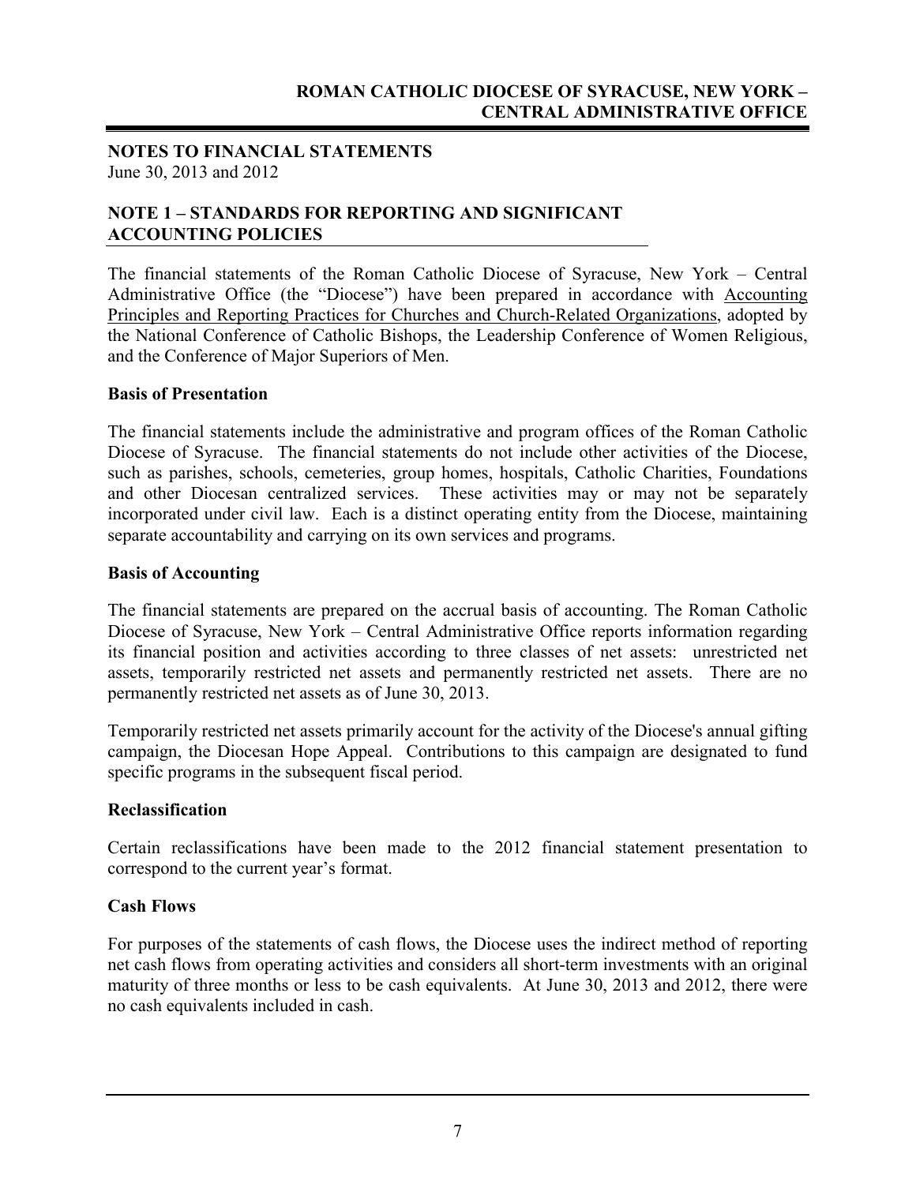## NOTES TO FINANCIAL STATEMENTS
June 30, 2013 and 2012

## NOTE 1 – STANDARDS FOR REPORTING AND SIGNIFICANT ACCOUNTING POLICIES

The financial statements of the Roman Catholic Diocese of Syracuse, New York – Central Administrative Office (the "Diocese") have been prepared in accordance with Accounting Principles and Reporting Practices for Churches and Church-Related Organizations, adopted by the National Conference of Catholic Bishops, the Leadership Conference of Women Religious, and the Conference of Major Superiors of Men.

### Basis of Presentation

The financial statements include the administrative and program offices of the Roman Catholic Diocese of Syracuse. The financial statements do not include other activities of the Diocese, such as parishes, schools, cemeteries, group homes, hospitals, Catholic Charities, Foundations and other Diocesan centralized services. These activities may or may not be separately incorporated under civil law. Each is a distinct operating entity from the Diocese, maintaining separate accountability and carrying on its own services and programs.

### Basis of Accounting

The financial statements are prepared on the accrual basis of accounting. The Roman Catholic Diocese of Syracuse, New York – Central Administrative Office reports information regarding its financial position and activities according to three classes of net assets: unrestricted net assets, temporarily restricted net assets and permanently restricted net assets. There are no permanently restricted net assets as of June 30, 2013.

Temporarily restricted net assets primarily account for the activity of the Diocese's annual gifting campaign, the Diocesan Hope Appeal. Contributions to this campaign are designated to fund specific programs in the subsequent fiscal period.

### Reclassification

Certain reclassifications have been made to the 2012 financial statement presentation to correspond to the current year's format.

### Cash Flows

For purposes of the statements of cash flows, the Diocese uses the indirect method of reporting net cash flows from operating activities and considers all short-term investments with an original maturity of three months or less to be cash equivalents. At June 30, 2013 and 2012, there were no cash equivalents included in cash.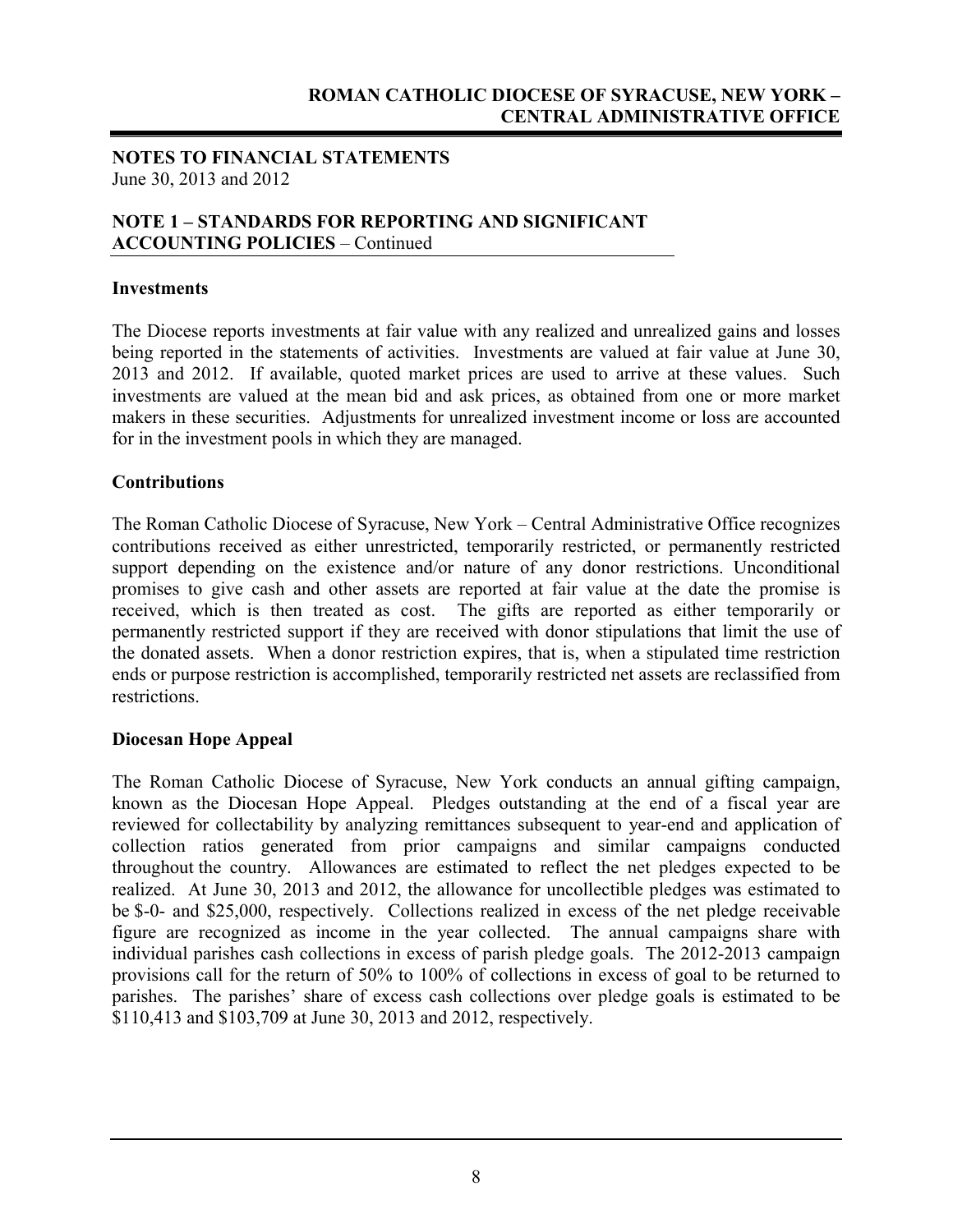**NOTES TO FINANCIAL STATEMENTS**
June 30, 2013 and 2012

**NOTE 1 – STANDARDS FOR REPORTING AND SIGNIFICANT ACCOUNTING POLICIES** – Continued

**Investments**

The Diocese reports investments at fair value with any realized and unrealized gains and losses being reported in the statements of activities. Investments are valued at fair value at June 30, 2013 and 2012. If available, quoted market prices are used to arrive at these values. Such investments are valued at the mean bid and ask prices, as obtained from one or more market makers in these securities. Adjustments for unrealized investment income or loss are accounted for in the investment pools in which they are managed.

**Contributions**

The Roman Catholic Diocese of Syracuse, New York – Central Administrative Office recognizes contributions received as either unrestricted, temporarily restricted, or permanently restricted support depending on the existence and/or nature of any donor restrictions. Unconditional promises to give cash and other assets are reported at fair value at the date the promise is received, which is then treated as cost. The gifts are reported as either temporarily or permanently restricted support if they are received with donor stipulations that limit the use of the donated assets. When a donor restriction expires, that is, when a stipulated time restriction ends or purpose restriction is accomplished, temporarily restricted net assets are reclassified from restrictions.

**Diocesan Hope Appeal**

The Roman Catholic Diocese of Syracuse, New York conducts an annual gifting campaign, known as the Diocesan Hope Appeal. Pledges outstanding at the end of a fiscal year are reviewed for collectability by analyzing remittances subsequent to year-end and application of collection ratios generated from prior campaigns and similar campaigns conducted throughout the country. Allowances are estimated to reflect the net pledges expected to be realized. At June 30, 2013 and 2012, the allowance for uncollectible pledges was estimated to be $-0- and $25,000, respectively. Collections realized in excess of the net pledge receivable figure are recognized as income in the year collected. The annual campaigns share with individual parishes cash collections in excess of parish pledge goals. The 2012-2013 campaign provisions call for the return of 50% to 100% of collections in excess of goal to be returned to parishes. The parishes' share of excess cash collections over pledge goals is estimated to be $110,413 and $103,709 at June 30, 2013 and 2012, respectively.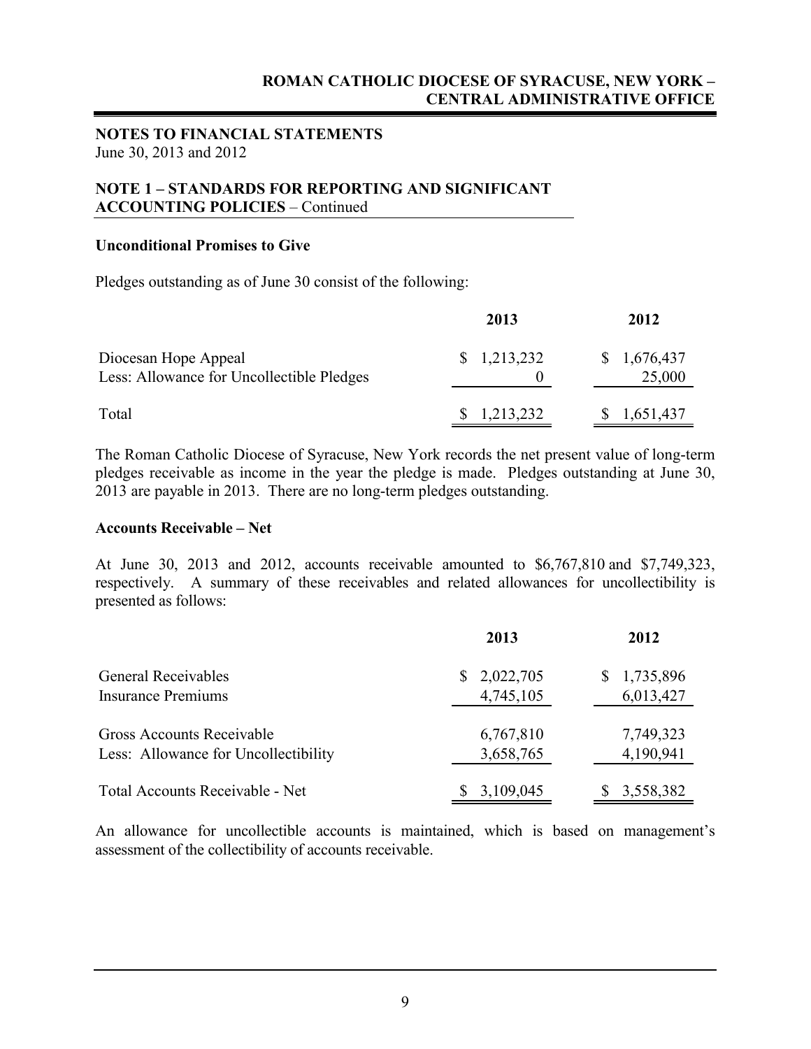## NOTES TO FINANCIAL STATEMENTS

June 30, 2013 and 2012

## NOTE 1 – STANDARDS FOR REPORTING AND SIGNIFICANT ACCOUNTING POLICIES – Continued

### Unconditional Promises to Give

Pledges outstanding as of June 30 consist of the following:

| | 2013 | 2012 |
|---|---|---|
| Diocesan Hope Appeal | $ 1,213,232 | $ 1,676,437 |
| Less: Allowance for Uncollectible Pledges | 0 | 25,000 |
| Total | $ 1,213,232 | $ 1,651,437 |

The Roman Catholic Diocese of Syracuse, New York records the net present value of long-term pledges receivable as income in the year the pledge is made. Pledges outstanding at June 30, 2013 are payable in 2013. There are no long-term pledges outstanding.

### Accounts Receivable – Net

At June 30, 2013 and 2012, accounts receivable amounted to $6,767,810 and $7,749,323, respectively. A summary of these receivables and related allowances for uncollectibility is presented as follows:

| | 2013 | 2012 |
|---|---|---|
| General Receivables | $ 2,022,705 | $ 1,735,896 |
| Insurance Premiums | 4,745,105 | 6,013,427 |
| Gross Accounts Receivable | 6,767,810 | 7,749,323 |
| Less: Allowance for Uncollectibility | 3,658,765 | 4,190,941 |
| Total Accounts Receivable - Net | $ 3,109,045 | $ 3,558,382 |

An allowance for uncollectible accounts is maintained, which is based on management's assessment of the collectibility of accounts receivable.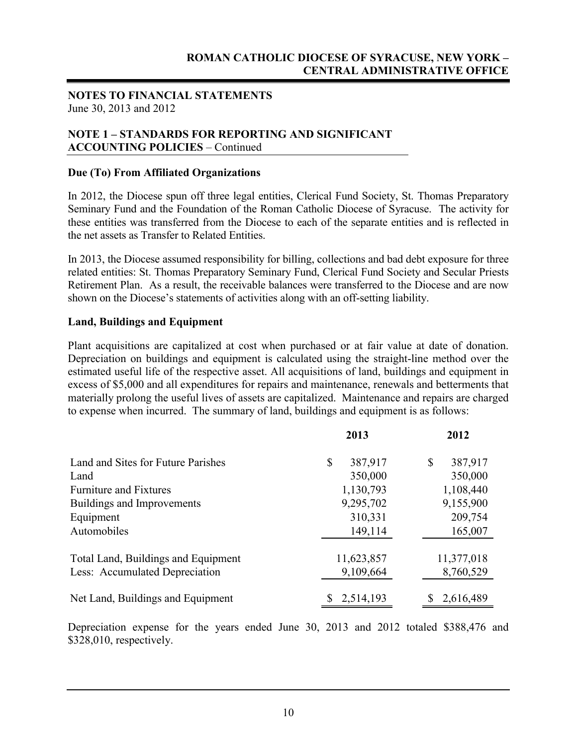**NOTES TO FINANCIAL STATEMENTS**
June 30, 2013 and 2012

## NOTE 1 – STANDARDS FOR REPORTING AND SIGNIFICANT ACCOUNTING POLICIES – Continued

### Due (To) From Affiliated Organizations

In 2012, the Diocese spun off three legal entities, Clerical Fund Society, St. Thomas Preparatory Seminary Fund and the Foundation of the Roman Catholic Diocese of Syracuse. The activity for these entities was transferred from the Diocese to each of the separate entities and is reflected in the net assets as Transfer to Related Entities.

In 2013, the Diocese assumed responsibility for billing, collections and bad debt exposure for three related entities: St. Thomas Preparatory Seminary Fund, Clerical Fund Society and Secular Priests Retirement Plan. As a result, the receivable balances were transferred to the Diocese and are now shown on the Diocese's statements of activities along with an off-setting liability.

### Land, Buildings and Equipment

Plant acquisitions are capitalized at cost when purchased or at fair value at date of donation. Depreciation on buildings and equipment is calculated using the straight-line method over the estimated useful life of the respective asset. All acquisitions of land, buildings and equipment in excess of $5,000 and all expenditures for repairs and maintenance, renewals and betterments that materially prolong the useful lives of assets are capitalized. Maintenance and repairs are charged to expense when incurred. The summary of land, buildings and equipment is as follows:

| | 2013 | 2012 |
|---|---|---|
| Land and Sites for Future Parishes | $ 387,917 | $ 387,917 |
| Land | 350,000 | 350,000 |
| Furniture and Fixtures | 1,130,793 | 1,108,440 |
| Buildings and Improvements | 9,295,702 | 9,155,900 |
| Equipment | 310,331 | 209,754 |
| Automobiles | 149,114 | 165,007 |
| Total Land, Buildings and Equipment | 11,623,857 | 11,377,018 |
| Less: Accumulated Depreciation | 9,109,664 | 8,760,529 |
| Net Land, Buildings and Equipment | $ 2,514,193 | $ 2,616,489 |

Depreciation expense for the years ended June 30, 2013 and 2012 totaled $388,476 and $328,010, respectively.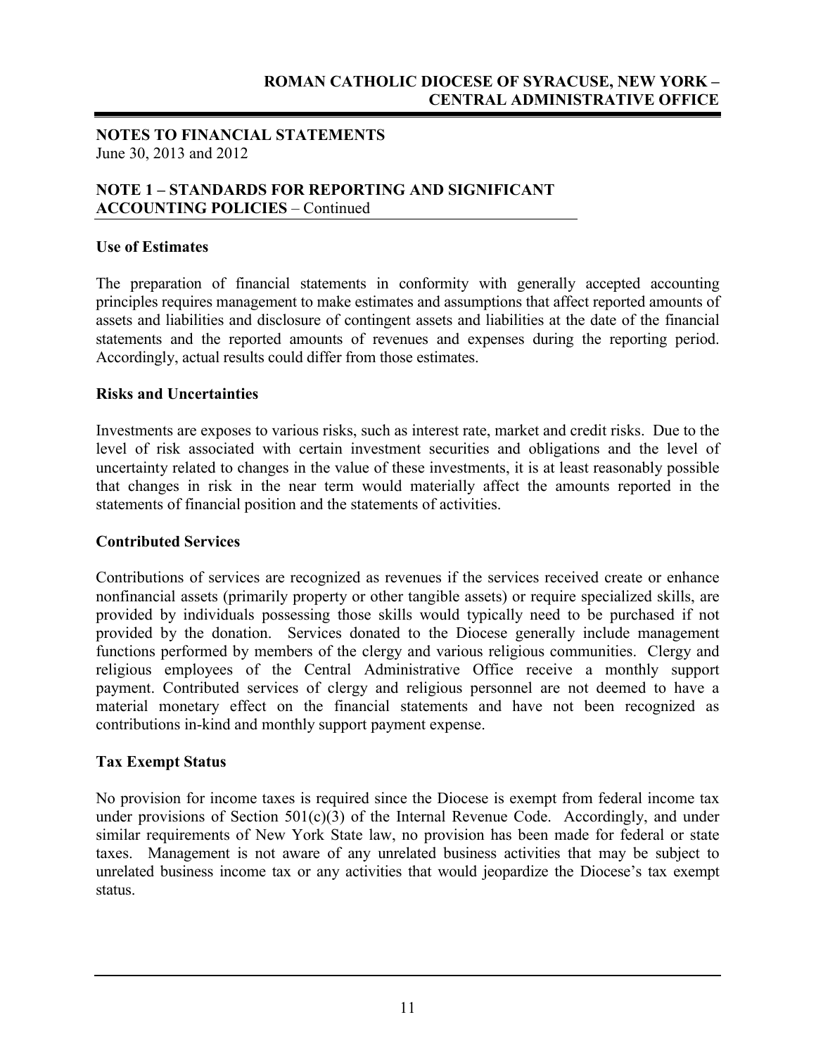## NOTES TO FINANCIAL STATEMENTS
June 30, 2013 and 2012

### NOTE 1 – STANDARDS FOR REPORTING AND SIGNIFICANT ACCOUNTING POLICIES – Continued

**Use of Estimates**

The preparation of financial statements in conformity with generally accepted accounting principles requires management to make estimates and assumptions that affect reported amounts of assets and liabilities and disclosure of contingent assets and liabilities at the date of the financial statements and the reported amounts of revenues and expenses during the reporting period. Accordingly, actual results could differ from those estimates.

**Risks and Uncertainties**

Investments are exposes to various risks, such as interest rate, market and credit risks. Due to the level of risk associated with certain investment securities and obligations and the level of uncertainty related to changes in the value of these investments, it is at least reasonably possible that changes in risk in the near term would materially affect the amounts reported in the statements of financial position and the statements of activities.

**Contributed Services**

Contributions of services are recognized as revenues if the services received create or enhance nonfinancial assets (primarily property or other tangible assets) or require specialized skills, are provided by individuals possessing those skills would typically need to be purchased if not provided by the donation. Services donated to the Diocese generally include management functions performed by members of the clergy and various religious communities. Clergy and religious employees of the Central Administrative Office receive a monthly support payment. Contributed services of clergy and religious personnel are not deemed to have a material monetary effect on the financial statements and have not been recognized as contributions in-kind and monthly support payment expense.

**Tax Exempt Status**

No provision for income taxes is required since the Diocese is exempt from federal income tax under provisions of Section 501(c)(3) of the Internal Revenue Code. Accordingly, and under similar requirements of New York State law, no provision has been made for federal or state taxes. Management is not aware of any unrelated business activities that may be subject to unrelated business income tax or any activities that would jeopardize the Diocese's tax exempt status.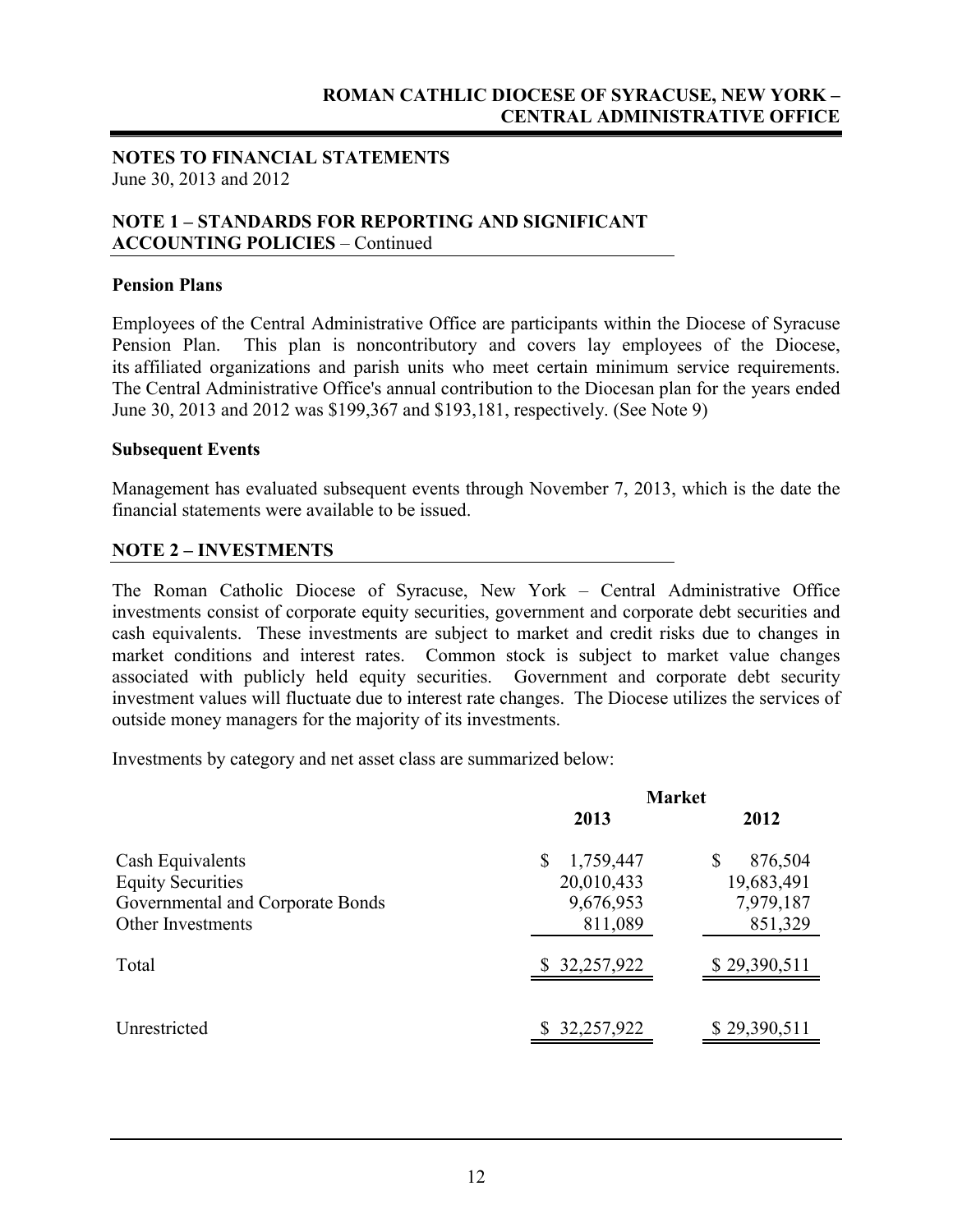## NOTES TO FINANCIAL STATEMENTS

June 30, 2013 and 2012

### NOTE 1 – STANDARDS FOR REPORTING AND SIGNIFICANT ACCOUNTING POLICIES – Continued

**Pension Plans**

Employees of the Central Administrative Office are participants within the Diocese of Syracuse Pension Plan. This plan is noncontributory and covers lay employees of the Diocese, its affiliated organizations and parish units who meet certain minimum service requirements. The Central Administrative Office's annual contribution to the Diocesan plan for the years ended June 30, 2013 and 2012 was $199,367 and $193,181, respectively. (See Note 9)

**Subsequent Events**

Management has evaluated subsequent events through November 7, 2013, which is the date the financial statements were available to be issued.

### NOTE 2 – INVESTMENTS

The Roman Catholic Diocese of Syracuse, New York – Central Administrative Office investments consist of corporate equity securities, government and corporate debt securities and cash equivalents. These investments are subject to market and credit risks due to changes in market conditions and interest rates. Common stock is subject to market value changes associated with publicly held equity securities. Government and corporate debt security investment values will fluctuate due to interest rate changes. The Diocese utilizes the services of outside money managers for the majority of its investments.

Investments by category and net asset class are summarized below:

| | Market | |
|---|---|---|
| | 2013 | 2012 |
| Cash Equivalents | $ 1,759,447 | $ 876,504 |
| Equity Securities | 20,010,433 | 19,683,491 |
| Governmental and Corporate Bonds | 9,676,953 | 7,979,187 |
| Other Investments | 811,089 | 851,329 |
| Total | $ 32,257,922 | $ 29,390,511 |
| Unrestricted | $ 32,257,922 | $ 29,390,511 |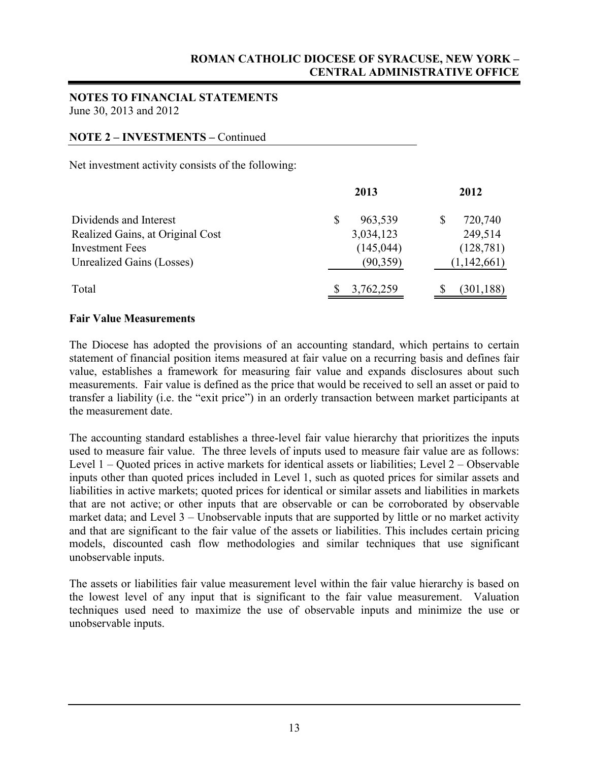**NOTES TO FINANCIAL STATEMENTS**
June 30, 2013 and 2012

**NOTE 2 – INVESTMENTS –** Continued

Net investment activity consists of the following:

| | 2013 | 2012 |
|---|---|---|
| Dividends and Interest | $ 963,539 | $ 720,740 |
| Realized Gains, at Original Cost | 3,034,123 | 249,514 |
| Investment Fees | (145,044) | (128,781) |
| Unrealized Gains (Losses) | (90,359) | (1,142,661) |
| Total | $ 3,762,259 | $ (301,188) |

**Fair Value Measurements**

The Diocese has adopted the provisions of an accounting standard, which pertains to certain statement of financial position items measured at fair value on a recurring basis and defines fair value, establishes a framework for measuring fair value and expands disclosures about such measurements. Fair value is defined as the price that would be received to sell an asset or paid to transfer a liability (i.e. the "exit price") in an orderly transaction between market participants at the measurement date.

The accounting standard establishes a three-level fair value hierarchy that prioritizes the inputs used to measure fair value. The three levels of inputs used to measure fair value are as follows: Level 1 – Quoted prices in active markets for identical assets or liabilities; Level 2 – Observable inputs other than quoted prices included in Level 1, such as quoted prices for similar assets and liabilities in active markets; quoted prices for identical or similar assets and liabilities in markets that are not active; or other inputs that are observable or can be corroborated by observable market data; and Level 3 – Unobservable inputs that are supported by little or no market activity and that are significant to the fair value of the assets or liabilities. This includes certain pricing models, discounted cash flow methodologies and similar techniques that use significant unobservable inputs.

The assets or liabilities fair value measurement level within the fair value hierarchy is based on the lowest level of any input that is significant to the fair value measurement. Valuation techniques used need to maximize the use of observable inputs and minimize the use or unobservable inputs.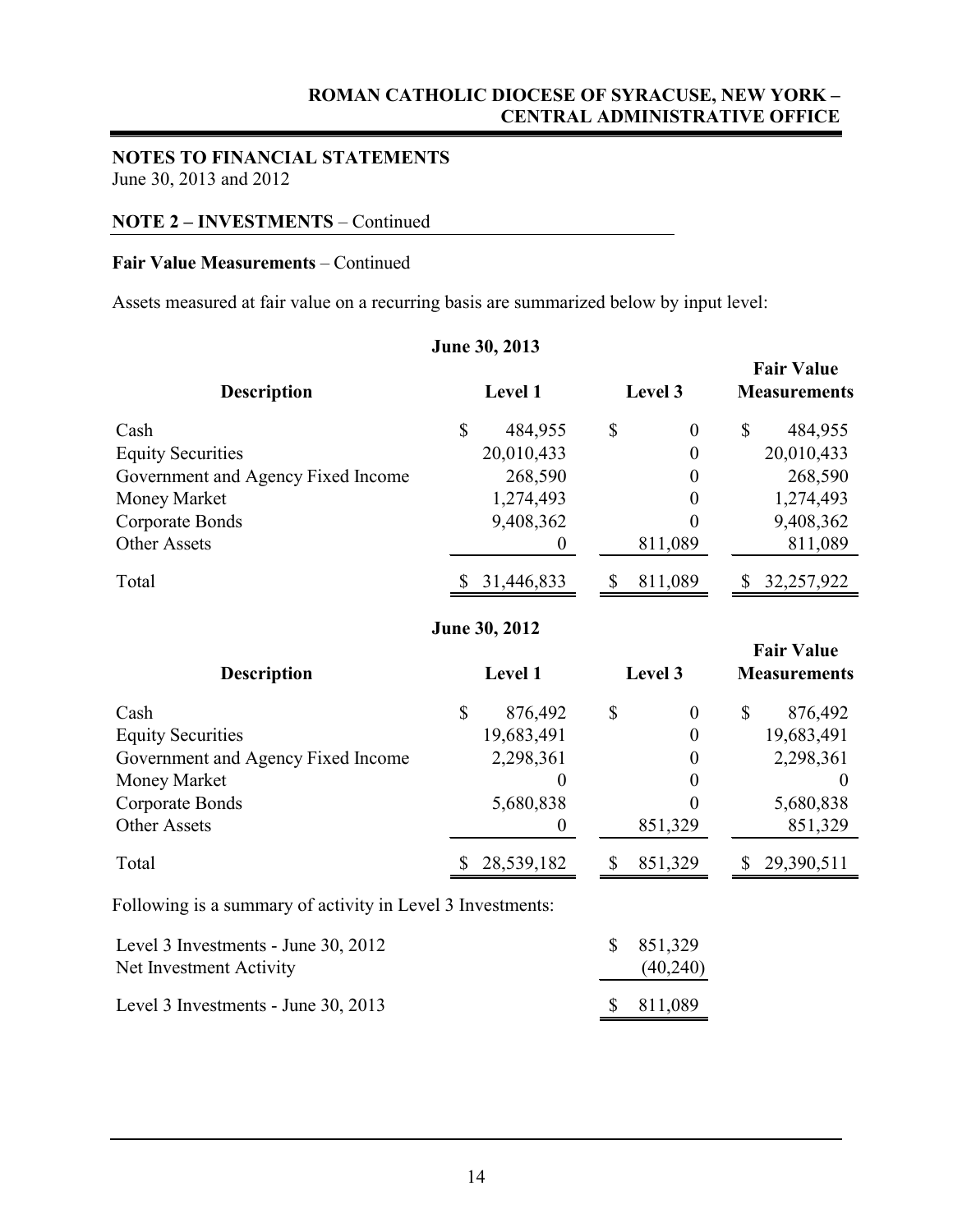**NOTES TO FINANCIAL STATEMENTS**
June 30, 2013 and 2012

**NOTE 2 – INVESTMENTS** – Continued

**Fair Value Measurements** – Continued

Assets measured at fair value on a recurring basis are summarized below by input level:

**June 30, 2013**

| Description | Level 1 | Level 3 | Fair Value Measurements |
|---|---|---|---|
| Cash | $ 484,955 | $ 0 | $ 484,955 |
| Equity Securities | 20,010,433 | 0 | 20,010,433 |
| Government and Agency Fixed Income | 268,590 | 0 | 268,590 |
| Money Market | 1,274,493 | 0 | 1,274,493 |
| Corporate Bonds | 9,408,362 | 0 | 9,408,362 |
| Other Assets | 0 | 811,089 | 811,089 |
| Total | $ 31,446,833 | $ 811,089 | $ 32,257,922 |

**June 30, 2012**

| Description | Level 1 | Level 3 | Fair Value Measurements |
|---|---|---|---|
| Cash | $ 876,492 | $ 0 | $ 876,492 |
| Equity Securities | 19,683,491 | 0 | 19,683,491 |
| Government and Agency Fixed Income | 2,298,361 | 0 | 2,298,361 |
| Money Market | 0 | 0 | 0 |
| Corporate Bonds | 5,680,838 | 0 | 5,680,838 |
| Other Assets | 0 | 851,329 | 851,329 |
| Total | $ 28,539,182 | $ 851,329 | $ 29,390,511 |

Following is a summary of activity in Level 3 Investments:

| | |
|---|---|
| Level 3 Investments - June 30, 2012 | $ 851,329 |
| Net Investment Activity | (40,240) |
| Level 3 Investments - June 30, 2013 | $ 811,089 |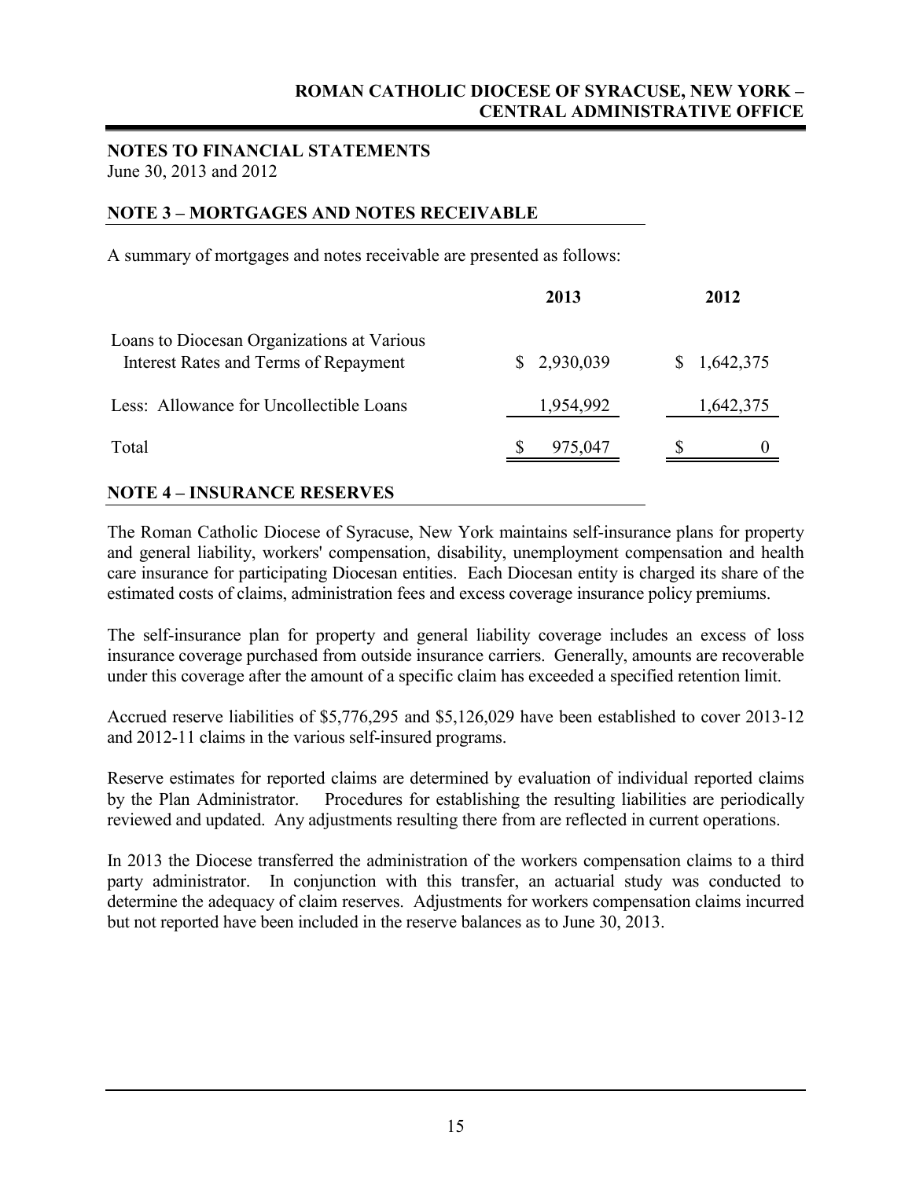## NOTES TO FINANCIAL STATEMENTS

June 30, 2013 and 2012

## NOTE 3 – MORTGAGES AND NOTES RECEIVABLE

A summary of mortgages and notes receivable are presented as follows:

| | 2013 | 2012 |
|---|---|---|
| Loans to Diocesan Organizations at Various Interest Rates and Terms of Repayment | $ 2,930,039 | $ 1,642,375 |
| Less: Allowance for Uncollectible Loans | 1,954,992 | 1,642,375 |
| Total | $ 975,047 | $ 0 |

## NOTE 4 – INSURANCE RESERVES

The Roman Catholic Diocese of Syracuse, New York maintains self-insurance plans for property and general liability, workers' compensation, disability, unemployment compensation and health care insurance for participating Diocesan entities. Each Diocesan entity is charged its share of the estimated costs of claims, administration fees and excess coverage insurance policy premiums.

The self-insurance plan for property and general liability coverage includes an excess of loss insurance coverage purchased from outside insurance carriers. Generally, amounts are recoverable under this coverage after the amount of a specific claim has exceeded a specified retention limit.

Accrued reserve liabilities of $5,776,295 and $5,126,029 have been established to cover 2013-12 and 2012-11 claims in the various self-insured programs.

Reserve estimates for reported claims are determined by evaluation of individual reported claims by the Plan Administrator. Procedures for establishing the resulting liabilities are periodically reviewed and updated. Any adjustments resulting there from are reflected in current operations.

In 2013 the Diocese transferred the administration of the workers compensation claims to a third party administrator. In conjunction with this transfer, an actuarial study was conducted to determine the adequacy of claim reserves. Adjustments for workers compensation claims incurred but not reported have been included in the reserve balances as to June 30, 2013.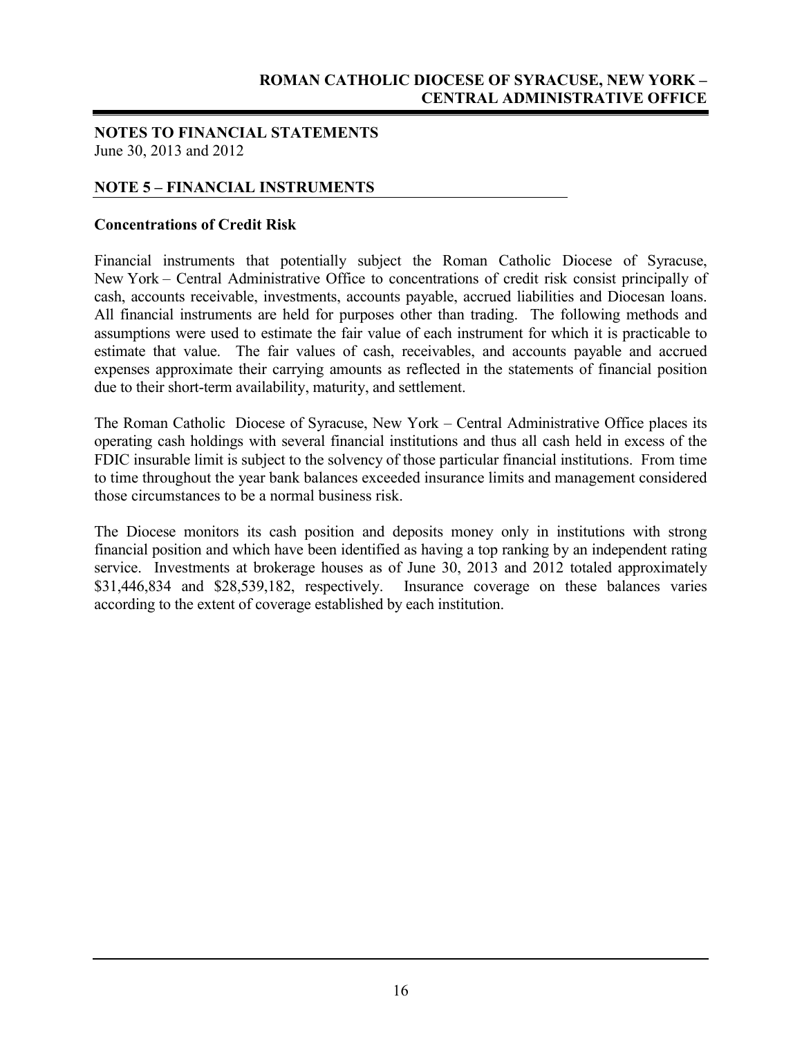## NOTES TO FINANCIAL STATEMENTS

June 30, 2013 and 2012

## NOTE 5 – FINANCIAL INSTRUMENTS

### Concentrations of Credit Risk

Financial instruments that potentially subject the Roman Catholic Diocese of Syracuse, New York – Central Administrative Office to concentrations of credit risk consist principally of cash, accounts receivable, investments, accounts payable, accrued liabilities and Diocesan loans. All financial instruments are held for purposes other than trading. The following methods and assumptions were used to estimate the fair value of each instrument for which it is practicable to estimate that value. The fair values of cash, receivables, and accounts payable and accrued expenses approximate their carrying amounts as reflected in the statements of financial position due to their short-term availability, maturity, and settlement.

The Roman Catholic Diocese of Syracuse, New York – Central Administrative Office places its operating cash holdings with several financial institutions and thus all cash held in excess of the FDIC insurable limit is subject to the solvency of those particular financial institutions. From time to time throughout the year bank balances exceeded insurance limits and management considered those circumstances to be a normal business risk.

The Diocese monitors its cash position and deposits money only in institutions with strong financial position and which have been identified as having a top ranking by an independent rating service. Investments at brokerage houses as of June 30, 2013 and 2012 totaled approximately $31,446,834 and $28,539,182, respectively. Insurance coverage on these balances varies according to the extent of coverage established by each institution.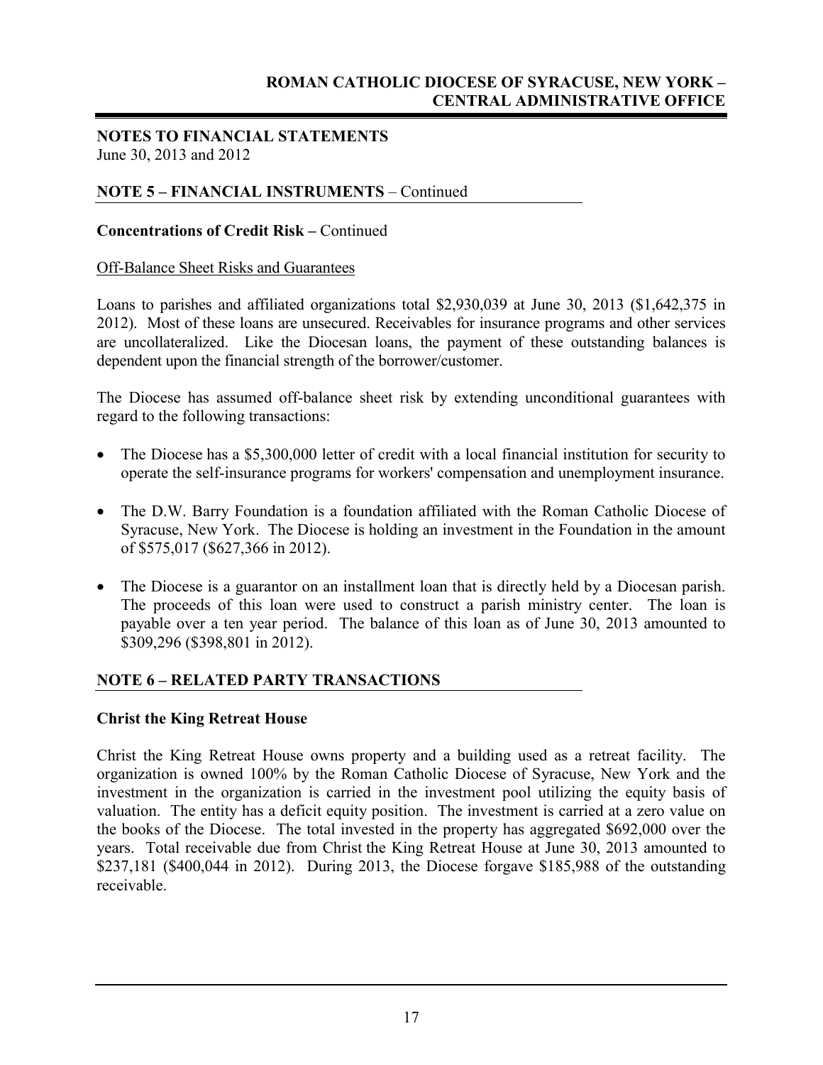## NOTES TO FINANCIAL STATEMENTS

June 30, 2013 and 2012

## NOTE 5 – FINANCIAL INSTRUMENTS – Continued

### Concentrations of Credit Risk – Continued

Off-Balance Sheet Risks and Guarantees

Loans to parishes and affiliated organizations total $2,930,039 at June 30, 2013 ($1,642,375 in 2012). Most of these loans are unsecured. Receivables for insurance programs and other services are uncollateralized. Like the Diocesan loans, the payment of these outstanding balances is dependent upon the financial strength of the borrower/customer.

The Diocese has assumed off-balance sheet risk by extending unconditional guarantees with regard to the following transactions:

- The Diocese has a $5,300,000 letter of credit with a local financial institution for security to operate the self-insurance programs for workers' compensation and unemployment insurance.
- The D.W. Barry Foundation is a foundation affiliated with the Roman Catholic Diocese of Syracuse, New York. The Diocese is holding an investment in the Foundation in the amount of $575,017 ($627,366 in 2012).
- The Diocese is a guarantor on an installment loan that is directly held by a Diocesan parish. The proceeds of this loan were used to construct a parish ministry center. The loan is payable over a ten year period. The balance of this loan as of June 30, 2013 amounted to $309,296 ($398,801 in 2012).

## NOTE 6 – RELATED PARTY TRANSACTIONS

### Christ the King Retreat House

Christ the King Retreat House owns property and a building used as a retreat facility. The organization is owned 100% by the Roman Catholic Diocese of Syracuse, New York and the investment in the organization is carried in the investment pool utilizing the equity basis of valuation. The entity has a deficit equity position. The investment is carried at a zero value on the books of the Diocese. The total invested in the property has aggregated $692,000 over the years. Total receivable due from Christ the King Retreat House at June 30, 2013 amounted to $237,181 ($400,044 in 2012). During 2013, the Diocese forgave $185,988 of the outstanding receivable.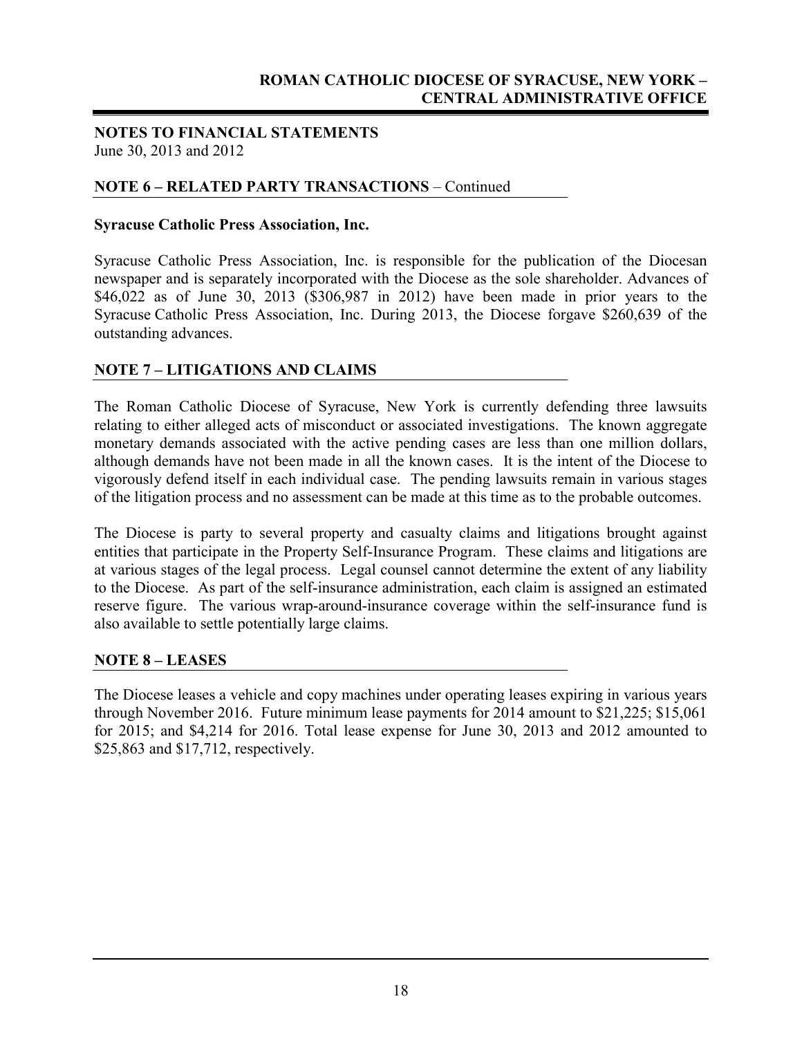## NOTES TO FINANCIAL STATEMENTS

June 30, 2013 and 2012

### NOTE 6 – RELATED PARTY TRANSACTIONS – Continued

**Syracuse Catholic Press Association, Inc.**

Syracuse Catholic Press Association, Inc. is responsible for the publication of the Diocesan newspaper and is separately incorporated with the Diocese as the sole shareholder. Advances of $46,022 as of June 30, 2013 ($306,987 in 2012) have been made in prior years to the Syracuse Catholic Press Association, Inc. During 2013, the Diocese forgave $260,639 of the outstanding advances.

### NOTE 7 – LITIGATIONS AND CLAIMS

The Roman Catholic Diocese of Syracuse, New York is currently defending three lawsuits relating to either alleged acts of misconduct or associated investigations. The known aggregate monetary demands associated with the active pending cases are less than one million dollars, although demands have not been made in all the known cases. It is the intent of the Diocese to vigorously defend itself in each individual case. The pending lawsuits remain in various stages of the litigation process and no assessment can be made at this time as to the probable outcomes.

The Diocese is party to several property and casualty claims and litigations brought against entities that participate in the Property Self-Insurance Program. These claims and litigations are at various stages of the legal process. Legal counsel cannot determine the extent of any liability to the Diocese. As part of the self-insurance administration, each claim is assigned an estimated reserve figure. The various wrap-around-insurance coverage within the self-insurance fund is also available to settle potentially large claims.

### NOTE 8 – LEASES

The Diocese leases a vehicle and copy machines under operating leases expiring in various years through November 2016. Future minimum lease payments for 2014 amount to $21,225; $15,061 for 2015; and $4,214 for 2016. Total lease expense for June 30, 2013 and 2012 amounted to $25,863 and $17,712, respectively.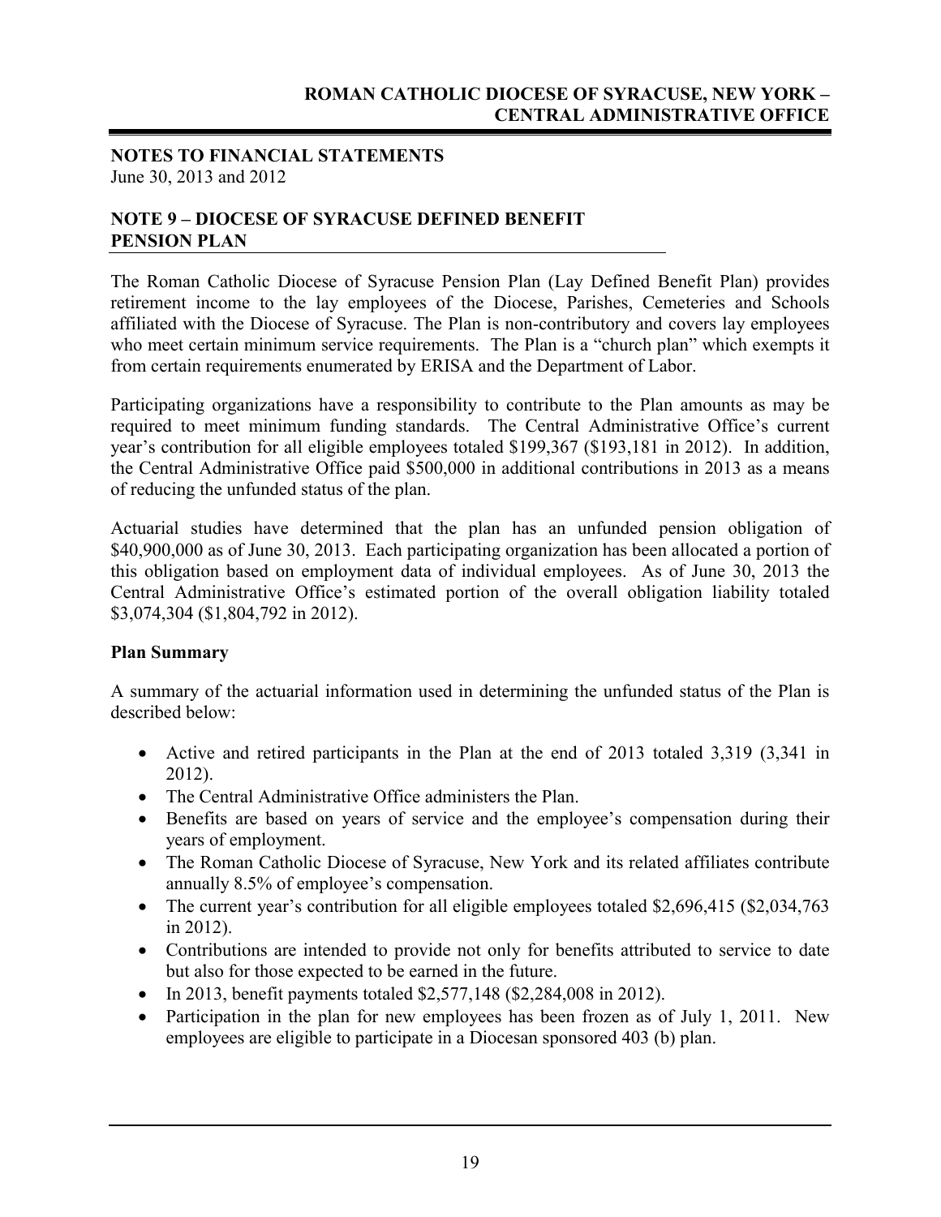**NOTES TO FINANCIAL STATEMENTS**
June 30, 2013 and 2012

## NOTE 9 – DIOCESE OF SYRACUSE DEFINED BENEFIT PENSION PLAN

The Roman Catholic Diocese of Syracuse Pension Plan (Lay Defined Benefit Plan) provides retirement income to the lay employees of the Diocese, Parishes, Cemeteries and Schools affiliated with the Diocese of Syracuse. The Plan is non-contributory and covers lay employees who meet certain minimum service requirements. The Plan is a "church plan" which exempts it from certain requirements enumerated by ERISA and the Department of Labor.

Participating organizations have a responsibility to contribute to the Plan amounts as may be required to meet minimum funding standards. The Central Administrative Office's current year's contribution for all eligible employees totaled $199,367 ($193,181 in 2012). In addition, the Central Administrative Office paid $500,000 in additional contributions in 2013 as a means of reducing the unfunded status of the plan.

Actuarial studies have determined that the plan has an unfunded pension obligation of $40,900,000 as of June 30, 2013. Each participating organization has been allocated a portion of this obligation based on employment data of individual employees. As of June 30, 2013 the Central Administrative Office's estimated portion of the overall obligation liability totaled $3,074,304 ($1,804,792 in 2012).

### Plan Summary

A summary of the actuarial information used in determining the unfunded status of the Plan is described below:

- Active and retired participants in the Plan at the end of 2013 totaled 3,319 (3,341 in 2012).
- The Central Administrative Office administers the Plan.
- Benefits are based on years of service and the employee's compensation during their years of employment.
- The Roman Catholic Diocese of Syracuse, New York and its related affiliates contribute annually 8.5% of employee's compensation.
- The current year's contribution for all eligible employees totaled $2,696,415 ($2,034,763 in 2012).
- Contributions are intended to provide not only for benefits attributed to service to date but also for those expected to be earned in the future.
- In 2013, benefit payments totaled $2,577,148 ($2,284,008 in 2012).
- Participation in the plan for new employees has been frozen as of July 1, 2011. New employees are eligible to participate in a Diocesan sponsored 403 (b) plan.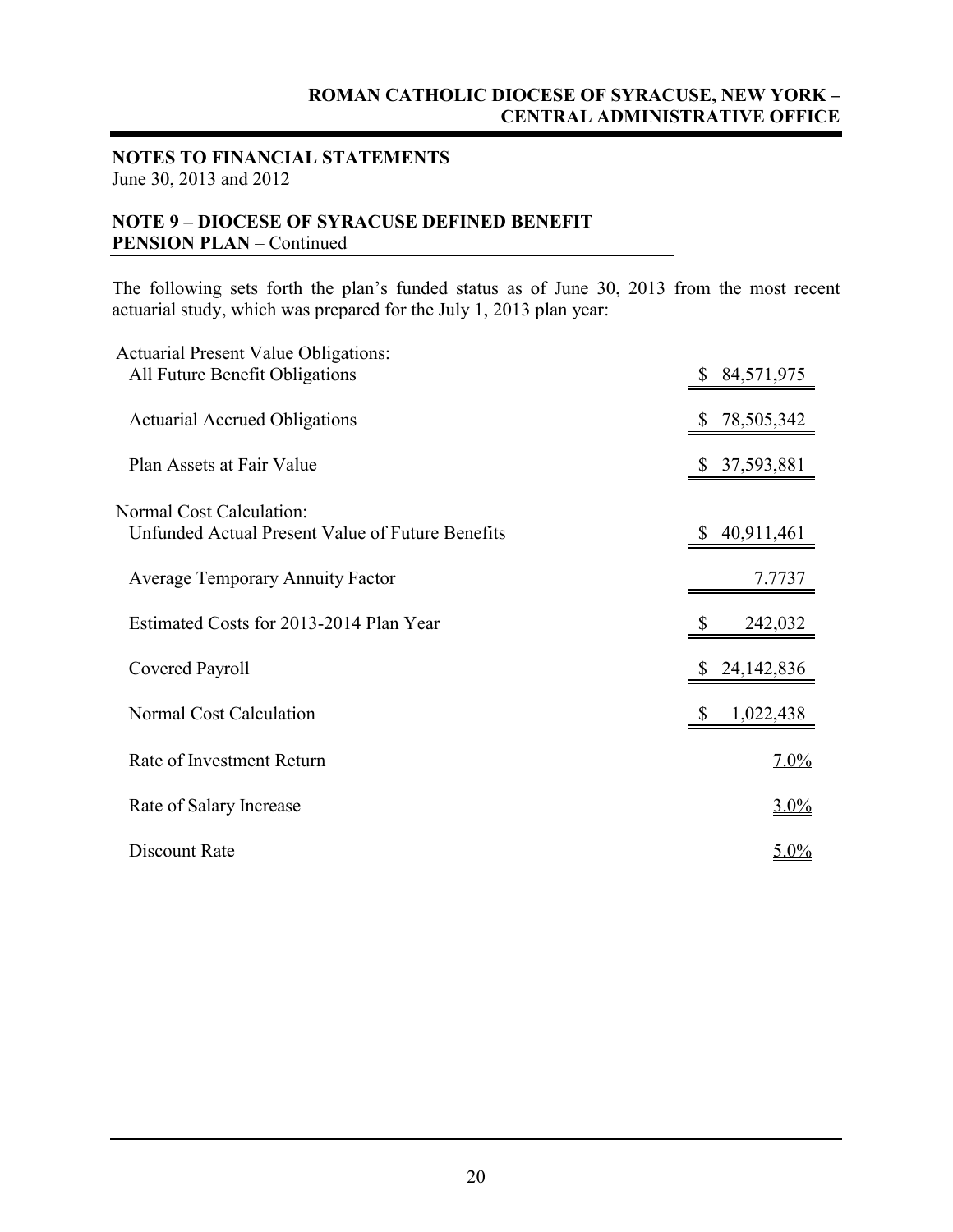**NOTES TO FINANCIAL STATEMENTS**
June 30, 2013 and 2012

**NOTE 9 – DIOCESE OF SYRACUSE DEFINED BENEFIT PENSION PLAN** – Continued

The following sets forth the plan's funded status as of June 30, 2013 from the most recent actuarial study, which was prepared for the July 1, 2013 plan year:

| | |
|---|---|
| Actuarial Present Value Obligations: | |
| All Future Benefit Obligations | $ 84,571,975 |
| Actuarial Accrued Obligations | $ 78,505,342 |
| Plan Assets at Fair Value | $ 37,593,881 |
| Normal Cost Calculation: | |
| Unfunded Actual Present Value of Future Benefits | $ 40,911,461 |
| Average Temporary Annuity Factor | 7.7737 |
| Estimated Costs for 2013-2014 Plan Year | $ 242,032 |
| Covered Payroll | $ 24,142,836 |
| Normal Cost Calculation | $ 1,022,438 |
| Rate of Investment Return | 7.0% |
| Rate of Salary Increase | 3.0% |
| Discount Rate | 5.0% |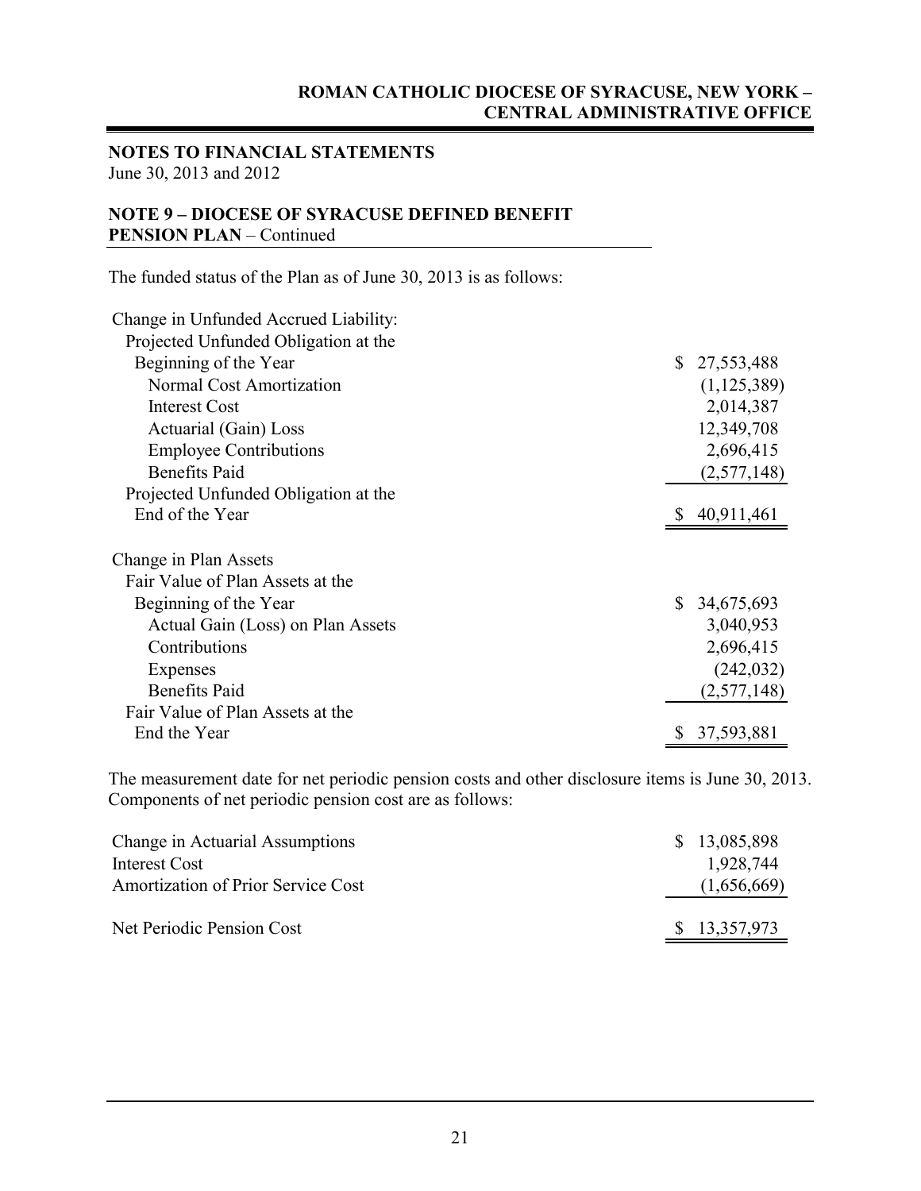## NOTES TO FINANCIAL STATEMENTS

June 30, 2013 and 2012

### NOTE 9 – DIOCESE OF SYRACUSE DEFINED BENEFIT PENSION PLAN – Continued

The funded status of the Plan as of June 30, 2013 is as follows:

| | |
|---|---|
| Change in Unfunded Accrued Liability: | |
| Projected Unfunded Obligation at the Beginning of the Year | $ 27,553,488 |
| Normal Cost Amortization | (1,125,389) |
| Interest Cost | 2,014,387 |
| Actuarial (Gain) Loss | 12,349,708 |
| Employee Contributions | 2,696,415 |
| Benefits Paid | (2,577,148) |
| Projected Unfunded Obligation at the End of the Year | $ 40,911,461 |
| | |
| Change in Plan Assets | |
| Fair Value of Plan Assets at the Beginning of the Year | $ 34,675,693 |
| Actual Gain (Loss) on Plan Assets | 3,040,953 |
| Contributions | 2,696,415 |
| Expenses | (242,032) |
| Benefits Paid | (2,577,148) |
| Fair Value of Plan Assets at the End the Year | $ 37,593,881 |

The measurement date for net periodic pension costs and other disclosure items is June 30, 2013. Components of net periodic pension cost are as follows:

| | |
|---|---|
| Change in Actuarial Assumptions | $ 13,085,898 |
| Interest Cost | 1,928,744 |
| Amortization of Prior Service Cost | (1,656,669) |
| Net Periodic Pension Cost | $ 13,357,973 |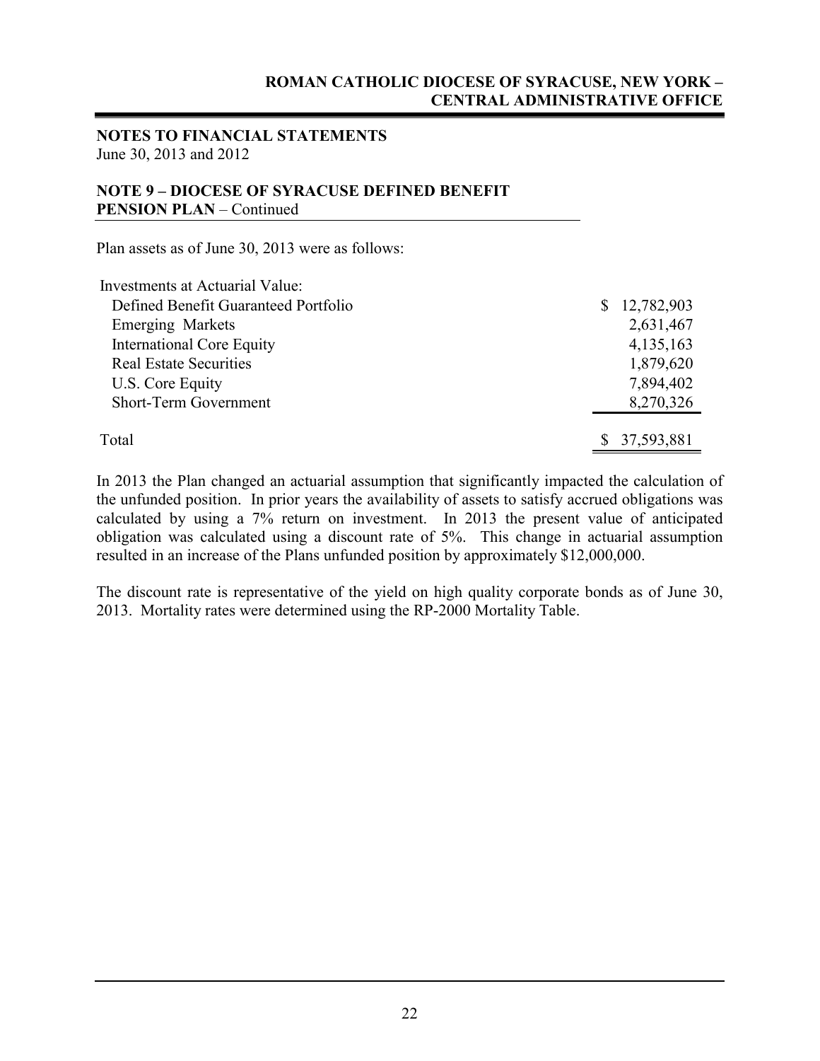**NOTES TO FINANCIAL STATEMENTS**
June 30, 2013 and 2012

**NOTE 9 – DIOCESE OF SYRACUSE DEFINED BENEFIT PENSION PLAN** – Continued

Plan assets as of June 30, 2013 were as follows:

| Investments at Actuarial Value: | |
|---|---|
| Defined Benefit Guaranteed Portfolio | $ 12,782,903 |
| Emerging Markets | 2,631,467 |
| International Core Equity | 4,135,163 |
| Real Estate Securities | 1,879,620 |
| U.S. Core Equity | 7,894,402 |
| Short-Term Government | 8,270,326 |
| Total | $ 37,593,881 |

In 2013 the Plan changed an actuarial assumption that significantly impacted the calculation of the unfunded position. In prior years the availability of assets to satisfy accrued obligations was calculated by using a 7% return on investment. In 2013 the present value of anticipated obligation was calculated using a discount rate of 5%. This change in actuarial assumption resulted in an increase of the Plans unfunded position by approximately $12,000,000.

The discount rate is representative of the yield on high quality corporate bonds as of June 30, 2013. Mortality rates were determined using the RP-2000 Mortality Table.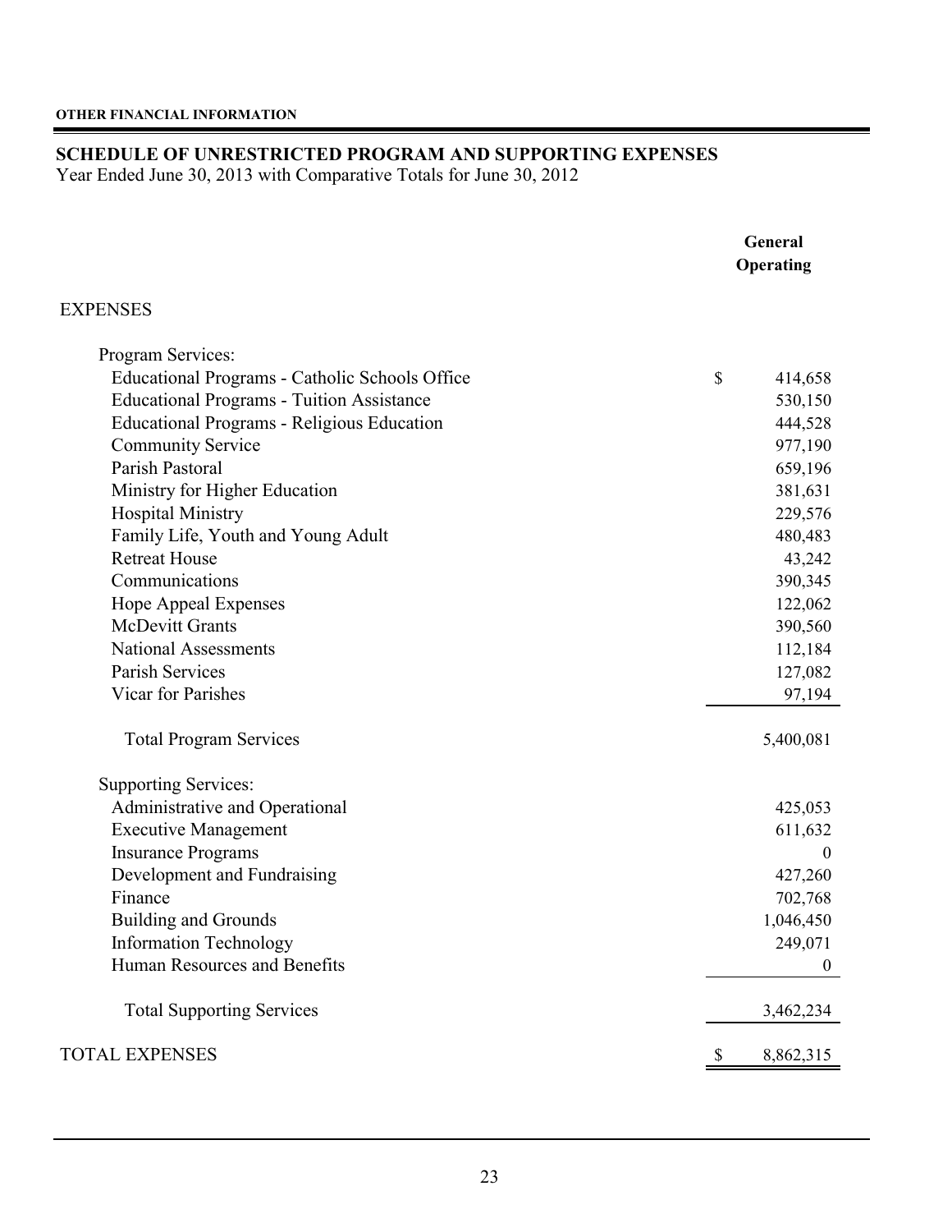**OTHER FINANCIAL INFORMATION**

## SCHEDULE OF UNRESTRICTED PROGRAM AND SUPPORTING EXPENSES

Year Ended June 30, 2013 with Comparative Totals for June 30, 2012

| | General Operating |
|---|---|
| EXPENSES | |
| Program Services: | |
| Educational Programs - Catholic Schools Office | $ 414,658 |
| Educational Programs - Tuition Assistance | 530,150 |
| Educational Programs - Religious Education | 444,528 |
| Community Service | 977,190 |
| Parish Pastoral | 659,196 |
| Ministry for Higher Education | 381,631 |
| Hospital Ministry | 229,576 |
| Family Life, Youth and Young Adult | 480,483 |
| Retreat House | 43,242 |
| Communications | 390,345 |
| Hope Appeal Expenses | 122,062 |
| McDevitt Grants | 390,560 |
| National Assessments | 112,184 |
| Parish Services | 127,082 |
| Vicar for Parishes | 97,194 |
| Total Program Services | 5,400,081 |
| Supporting Services: | |
| Administrative and Operational | 425,053 |
| Executive Management | 611,632 |
| Insurance Programs | 0 |
| Development and Fundraising | 427,260 |
| Finance | 702,768 |
| Building and Grounds | 1,046,450 |
| Information Technology | 249,071 |
| Human Resources and Benefits | 0 |
| Total Supporting Services | 3,462,234 |
| TOTAL EXPENSES | $ 8,862,315 |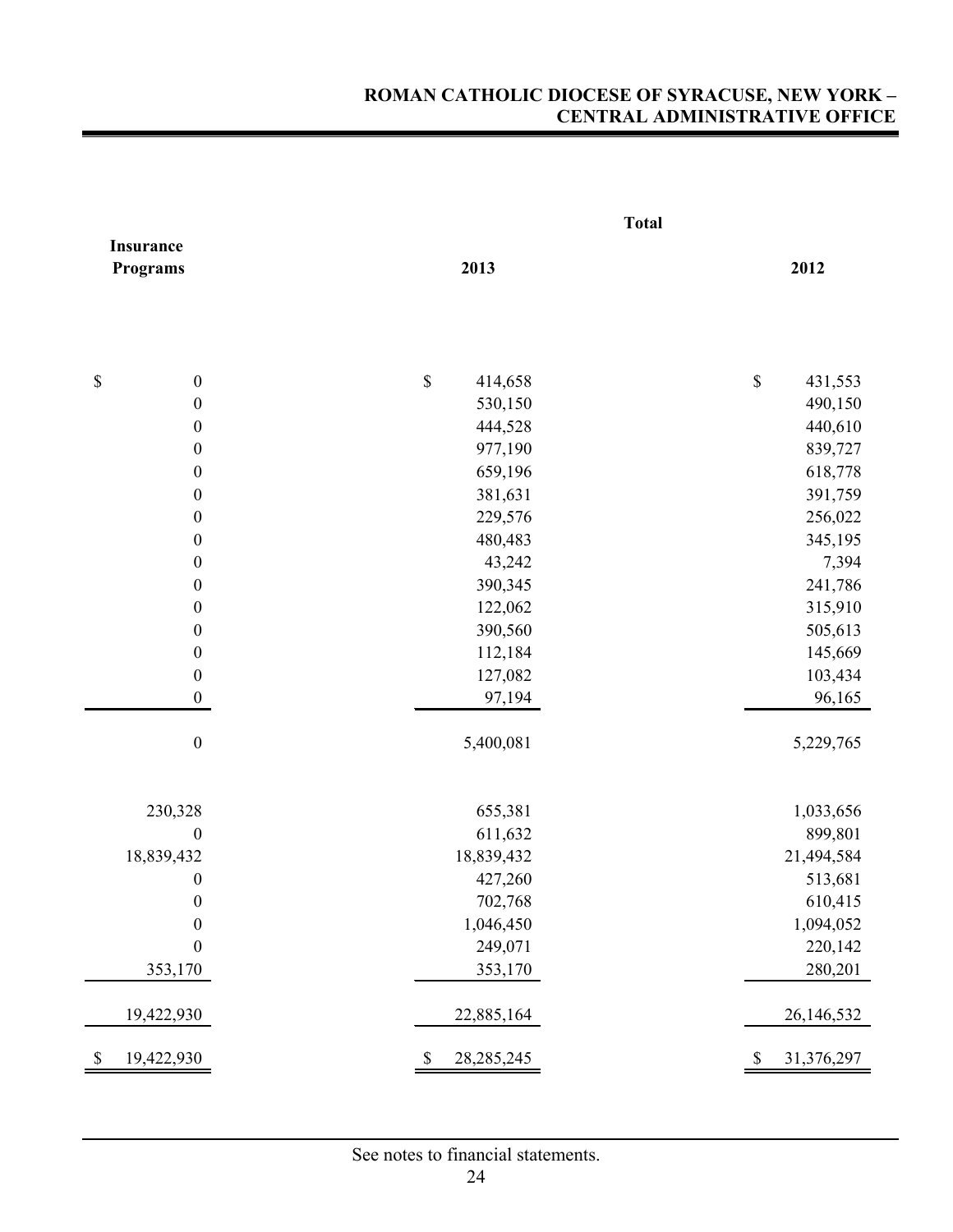| Insurance Programs | Total 2013 | Total 2012 |
|---|---|---|
| $ 0 | $ 414,658 | $ 431,553 |
| 0 | 530,150 | 490,150 |
| 0 | 444,528 | 440,610 |
| 0 | 977,190 | 839,727 |
| 0 | 659,196 | 618,778 |
| 0 | 381,631 | 391,759 |
| 0 | 229,576 | 256,022 |
| 0 | 480,483 | 345,195 |
| 0 | 43,242 | 7,394 |
| 0 | 390,345 | 241,786 |
| 0 | 122,062 | 315,910 |
| 0 | 390,560 | 505,613 |
| 0 | 112,184 | 145,669 |
| 0 | 127,082 | 103,434 |
| 0 | 97,194 | 96,165 |
| 0 | 5,400,081 | 5,229,765 |
| 230,328 | 655,381 | 1,033,656 |
| 0 | 611,632 | 899,801 |
| 18,839,432 | 18,839,432 | 21,494,584 |
| 0 | 427,260 | 513,681 |
| 0 | 702,768 | 610,415 |
| 0 | 1,046,450 | 1,094,052 |
| 0 | 249,071 | 220,142 |
| 353,170 | 353,170 | 280,201 |
| 19,422,930 | 22,885,164 | 26,146,532 |
| $ 19,422,930 | $ 28,285,245 | $ 31,376,297 |

See notes to financial statements.